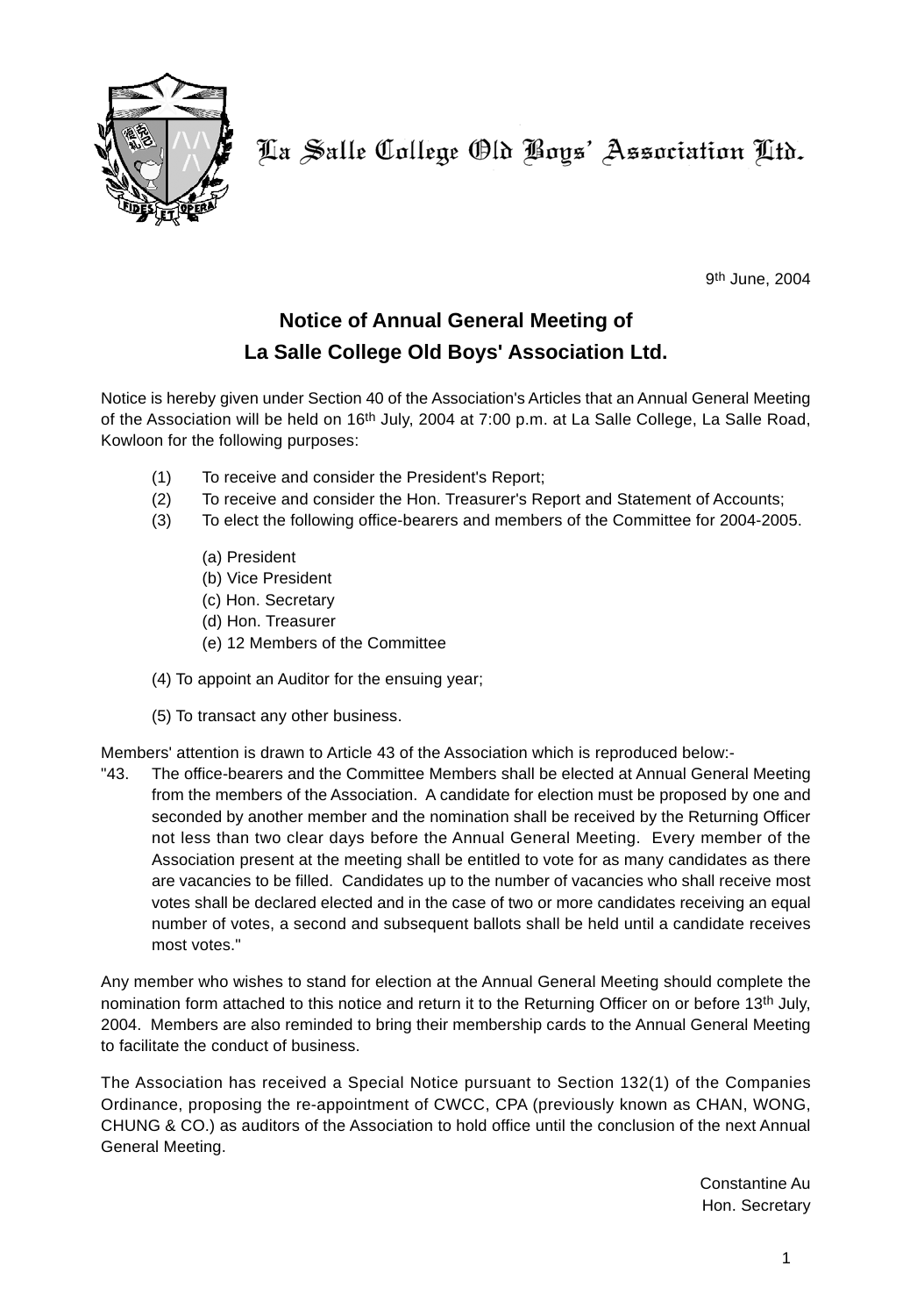La Salle College Old Boys' Association Ltd.

9th June, 2004

## Notice of Annual General Meeting of
## La Salle College Old Boys' Association Ltd.

Notice is hereby given under Section 40 of the Association's Articles that an Annual General Meeting of the Association will be held on 16th July, 2004 at 7:00 p.m. at La Salle College, La Salle Road, Kowloon for the following purposes:

(1) To receive and consider the President's Report;

(2) To receive and consider the Hon. Treasurer's Report and Statement of Accounts;

(3) To elect the following office-bearers and members of the Committee for 2004-2005.

- (a) President
- (b) Vice President
- (c) Hon. Secretary
- (d) Hon. Treasurer
- (e) 12 Members of the Committee

(4) To appoint an Auditor for the ensuing year;

(5) To transact any other business.

Members' attention is drawn to Article 43 of the Association which is reproduced below:-

"43. The office-bearers and the Committee Members shall be elected at Annual General Meeting from the members of the Association. A candidate for election must be proposed by one and seconded by another member and the nomination shall be received by the Returning Officer not less than two clear days before the Annual General Meeting. Every member of the Association present at the meeting shall be entitled to vote for as many candidates as there are vacancies to be filled. Candidates up to the number of vacancies who shall receive most votes shall be declared elected and in the case of two or more candidates receiving an equal number of votes, a second and subsequent ballots shall be held until a candidate receives most votes."

Any member who wishes to stand for election at the Annual General Meeting should complete the nomination form attached to this notice and return it to the Returning Officer on or before 13th July, 2004. Members are also reminded to bring their membership cards to the Annual General Meeting to facilitate the conduct of business.

The Association has received a Special Notice pursuant to Section 132(1) of the Companies Ordinance, proposing the re-appointment of CWCC, CPA (previously known as CHAN, WONG, CHUNG & CO.) as auditors of the Association to hold office until the conclusion of the next Annual General Meeting.

Constantine Au
Hon. Secretary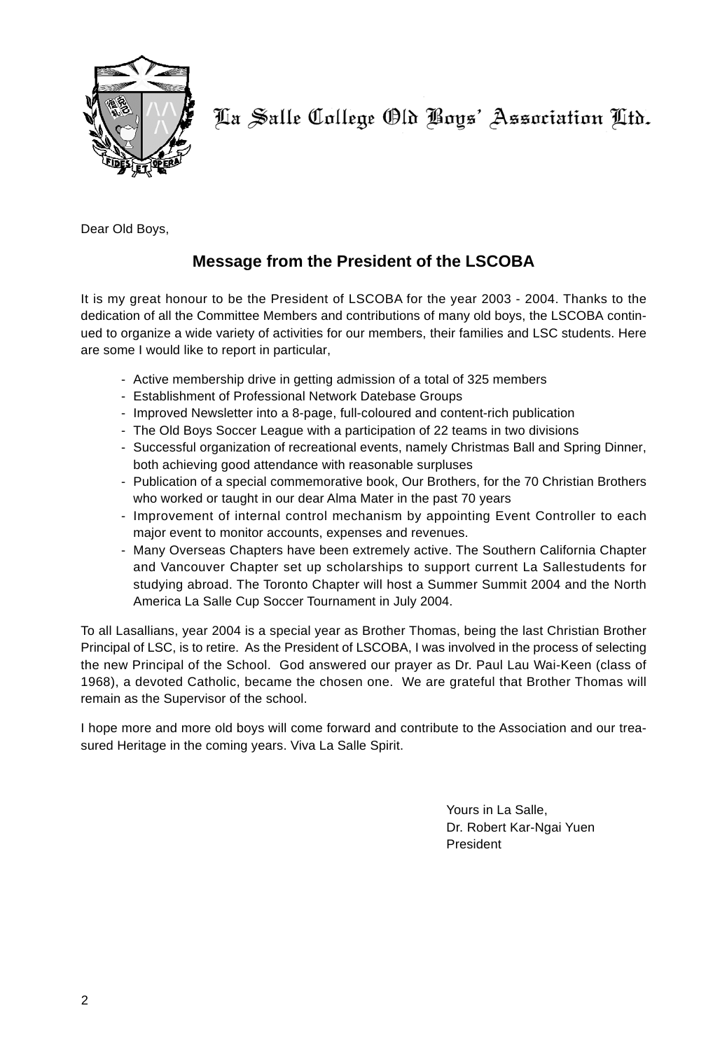La Salle College Old Boys' Association Ltd.

Dear Old Boys,

## Message from the President of the LSCOBA

It is my great honour to be the President of LSCOBA for the year 2003 - 2004. Thanks to the dedication of all the Committee Members and contributions of many old boys, the LSCOBA continued to organize a wide variety of activities for our members, their families and LSC students. Here are some I would like to report in particular,

- Active membership drive in getting admission of a total of 325 members
- Establishment of Professional Network Datebase Groups
- Improved Newsletter into a 8-page, full-coloured and content-rich publication
- The Old Boys Soccer League with a participation of 22 teams in two divisions
- Successful organization of recreational events, namely Christmas Ball and Spring Dinner, both achieving good attendance with reasonable surpluses
- Publication of a special commemorative book, Our Brothers, for the 70 Christian Brothers who worked or taught in our dear Alma Mater in the past 70 years
- Improvement of internal control mechanism by appointing Event Controller to each major event to monitor accounts, expenses and revenues.
- Many Overseas Chapters have been extremely active. The Southern California Chapter and Vancouver Chapter set up scholarships to support current La Sallestudents for studying abroad. The Toronto Chapter will host a Summer Summit 2004 and the North America La Salle Cup Soccer Tournament in July 2004.

To all Lasallians, year 2004 is a special year as Brother Thomas, being the last Christian Brother Principal of LSC, is to retire. As the President of LSCOBA, I was involved in the process of selecting the new Principal of the School. God answered our prayer as Dr. Paul Lau Wai-Keen (class of 1968), a devoted Catholic, became the chosen one. We are grateful that Brother Thomas will remain as the Supervisor of the school.

I hope more and more old boys will come forward and contribute to the Association and our treasured Heritage in the coming years. Viva La Salle Spirit.

Yours in La Salle,
Dr. Robert Kar-Ngai Yuen
President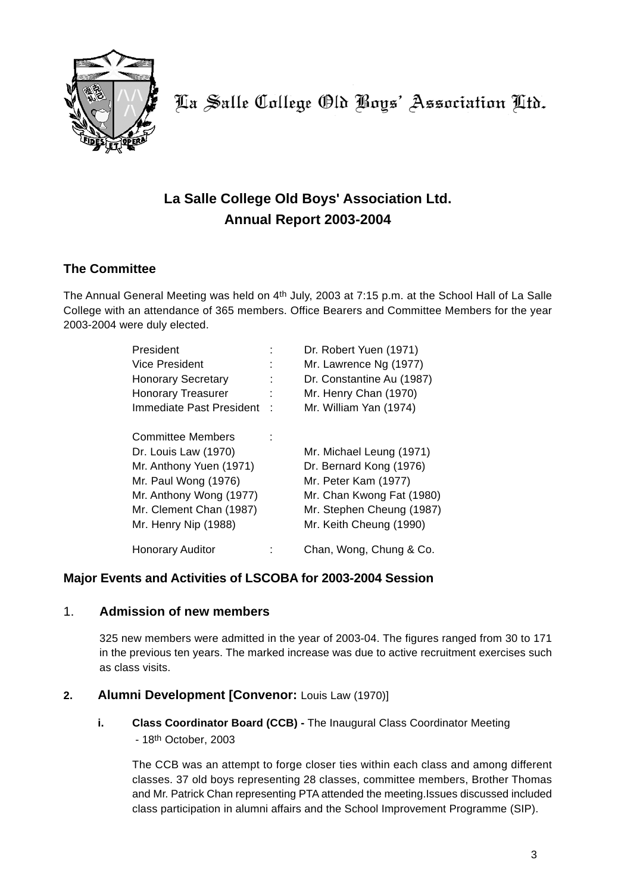La Salle College Old Boys' Association Ltd.

# La Salle College Old Boys' Association Ltd.
# Annual Report 2003-2004

## The Committee

The Annual General Meeting was held on 4th July, 2003 at 7:15 p.m. at the School Hall of La Salle College with an attendance of 365 members. Office Bearers and Committee Members for the year 2003-2004 were duly elected.

| | | |
|---|---|---|
| President | : | Dr. Robert Yuen (1971) |
| Vice President | : | Mr. Lawrence Ng (1977) |
| Honorary Secretary | : | Dr. Constantine Au (1987) |
| Honorary Treasurer | : | Mr. Henry Chan (1970) |
| Immediate Past President | : | Mr. William Yan (1974) |
| | | |
| Committee Members | : | |
| Dr. Louis Law (1970) | | Mr. Michael Leung (1971) |
| Mr. Anthony Yuen (1971) | | Dr. Bernard Kong (1976) |
| Mr. Paul Wong (1976) | | Mr. Peter Kam (1977) |
| Mr. Anthony Wong (1977) | | Mr. Chan Kwong Fat (1980) |
| Mr. Clement Chan (1987) | | Mr. Stephen Cheung (1987) |
| Mr. Henry Nip (1988) | | Mr. Keith Cheung (1990) |
| | | |
| Honorary Auditor | : | Chan, Wong, Chung & Co. |

## Major Events and Activities of LSCOBA for 2003-2004 Session

### 1. Admission of new members

325 new members were admitted in the year of 2003-04. The figures ranged from 30 to 171 in the previous ten years. The marked increase was due to active recruitment exercises such as class visits.

### 2. Alumni Development [Convenor: Louis Law (1970)]

**i. Class Coordinator Board (CCB) -** The Inaugural Class Coordinator Meeting - 18th October, 2003

The CCB was an attempt to forge closer ties within each class and among different classes. 37 old boys representing 28 classes, committee members, Brother Thomas and Mr. Patrick Chan representing PTA attended the meeting.Issues discussed included class participation in alumni affairs and the School Improvement Programme (SIP).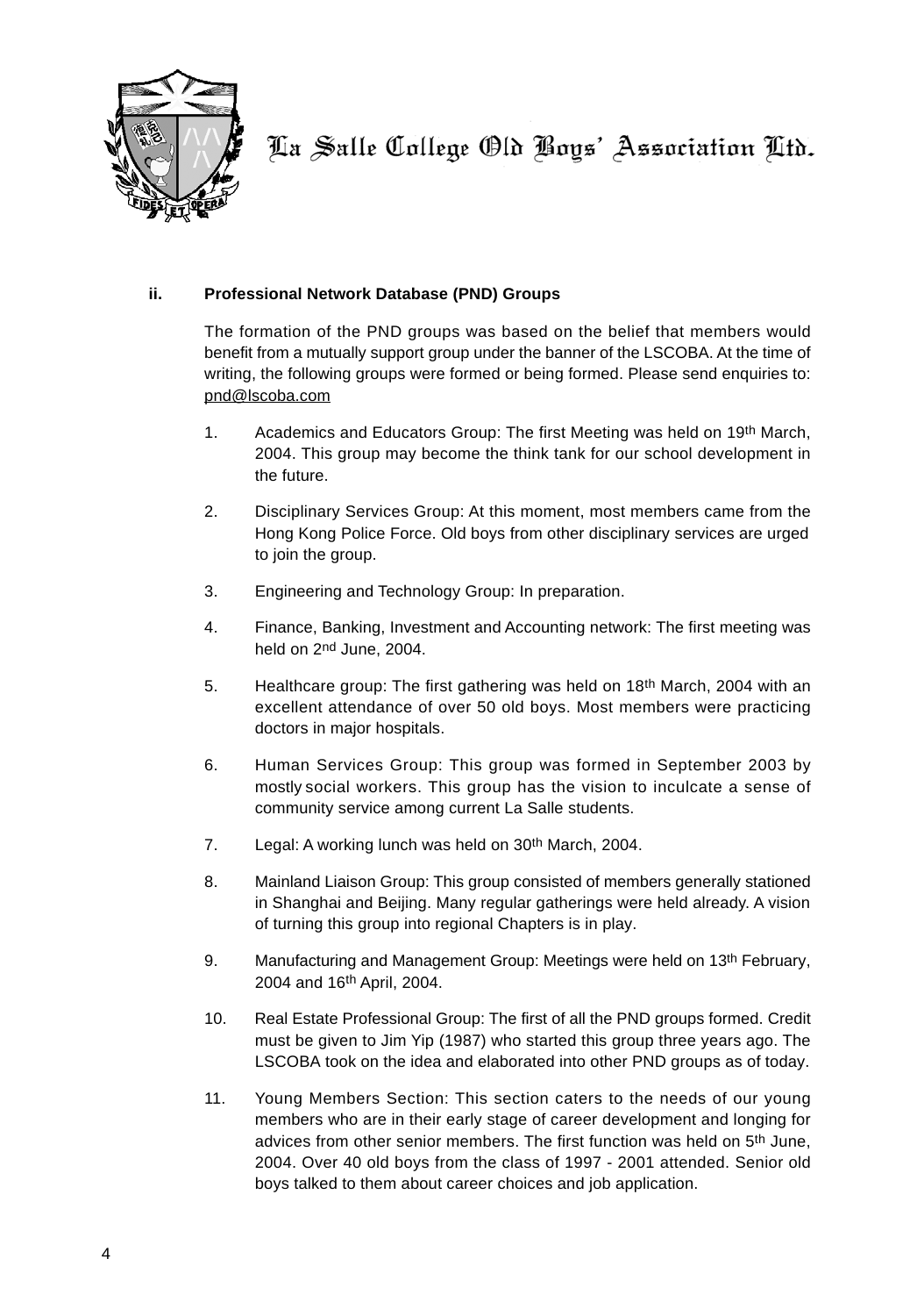### ii. Professional Network Database (PND) Groups

The formation of the PND groups was based on the belief that members would benefit from a mutually support group under the banner of the LSCOBA. At the time of writing, the following groups were formed or being formed. Please send enquiries to: pnd@lscoba.com

1. Academics and Educators Group: The first Meeting was held on 19th March, 2004. This group may become the think tank for our school development in the future.

2. Disciplinary Services Group: At this moment, most members came from the Hong Kong Police Force. Old boys from other disciplinary services are urged to join the group.

3. Engineering and Technology Group: In preparation.

4. Finance, Banking, Investment and Accounting network: The first meeting was held on 2nd June, 2004.

5. Healthcare group: The first gathering was held on 18th March, 2004 with an excellent attendance of over 50 old boys. Most members were practicing doctors in major hospitals.

6. Human Services Group: This group was formed in September 2003 by mostly social workers. This group has the vision to inculcate a sense of community service among current La Salle students.

7. Legal: A working lunch was held on 30th March, 2004.

8. Mainland Liaison Group: This group consisted of members generally stationed in Shanghai and Beijing. Many regular gatherings were held already. A vision of turning this group into regional Chapters is in play.

9. Manufacturing and Management Group: Meetings were held on 13th February, 2004 and 16th April, 2004.

10. Real Estate Professional Group: The first of all the PND groups formed. Credit must be given to Jim Yip (1987) who started this group three years ago. The LSCOBA took on the idea and elaborated into other PND groups as of today.

11. Young Members Section: This section caters to the needs of our young members who are in their early stage of career development and longing for advices from other senior members. The first function was held on 5th June, 2004. Over 40 old boys from the class of 1997 - 2001 attended. Senior old boys talked to them about career choices and job application.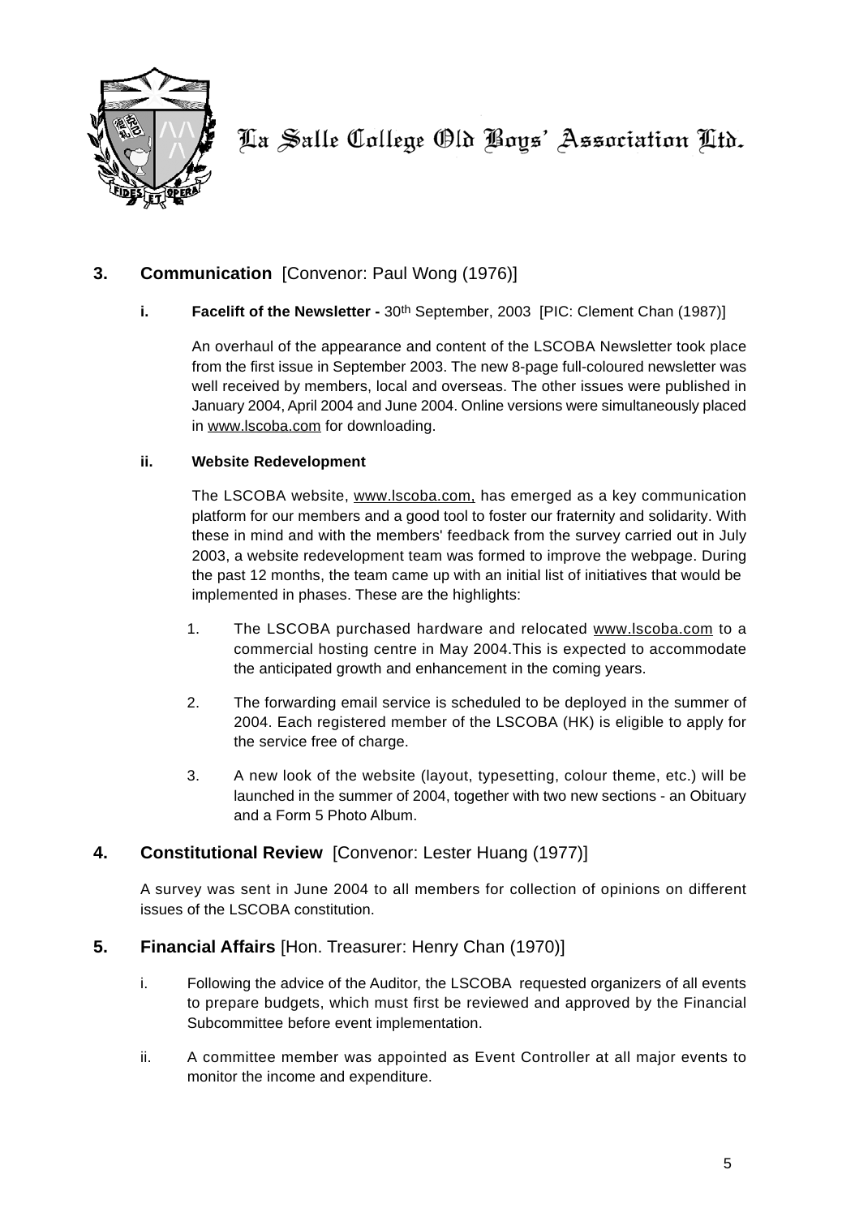## 3. Communication [Convenor: Paul Wong (1976)]

**i. Facelift of the Newsletter -** 30th September, 2003 [PIC: Clement Chan (1987)]

An overhaul of the appearance and content of the LSCOBA Newsletter took place from the first issue in September 2003. The new 8-page full-coloured newsletter was well received by members, local and overseas. The other issues were published in January 2004, April 2004 and June 2004. Online versions were simultaneously placed in www.lscoba.com for downloading.

**ii. Website Redevelopment**

The LSCOBA website, www.lscoba.com, has emerged as a key communication platform for our members and a good tool to foster our fraternity and solidarity. With these in mind and with the members' feedback from the survey carried out in July 2003, a website redevelopment team was formed to improve the webpage. During the past 12 months, the team came up with an initial list of initiatives that would be implemented in phases. These are the highlights:

1. The LSCOBA purchased hardware and relocated www.lscoba.com to a commercial hosting centre in May 2004.This is expected to accommodate the anticipated growth and enhancement in the coming years.

2. The forwarding email service is scheduled to be deployed in the summer of 2004. Each registered member of the LSCOBA (HK) is eligible to apply for the service free of charge.

3. A new look of the website (layout, typesetting, colour theme, etc.) will be launched in the summer of 2004, together with two new sections - an Obituary and a Form 5 Photo Album.

## 4. Constitutional Review [Convenor: Lester Huang (1977)]

A survey was sent in June 2004 to all members for collection of opinions on different issues of the LSCOBA constitution.

## 5. Financial Affairs [Hon. Treasurer: Henry Chan (1970)]

i. Following the advice of the Auditor, the LSCOBA requested organizers of all events to prepare budgets, which must first be reviewed and approved by the Financial Subcommittee before event implementation.

ii. A committee member was appointed as Event Controller at all major events to monitor the income and expenditure.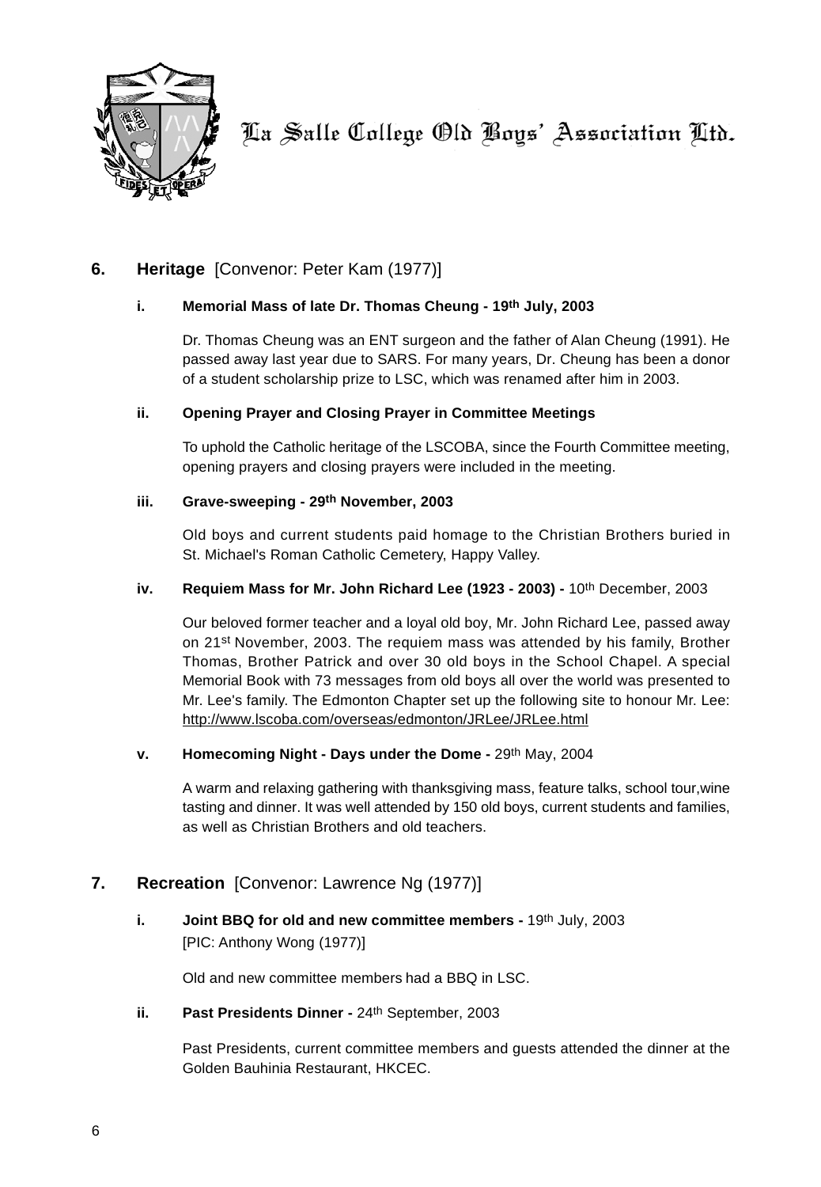## 6. Heritage [Convenor: Peter Kam (1977)]

### i. Memorial Mass of late Dr. Thomas Cheung - 19th July, 2003

Dr. Thomas Cheung was an ENT surgeon and the father of Alan Cheung (1991). He passed away last year due to SARS. For many years, Dr. Cheung has been a donor of a student scholarship prize to LSC, which was renamed after him in 2003.

### ii. Opening Prayer and Closing Prayer in Committee Meetings

To uphold the Catholic heritage of the LSCOBA, since the Fourth Committee meeting, opening prayers and closing prayers were included in the meeting.

### iii. Grave-sweeping - 29th November, 2003

Old boys and current students paid homage to the Christian Brothers buried in St. Michael's Roman Catholic Cemetery, Happy Valley.

### iv. Requiem Mass for Mr. John Richard Lee (1923 - 2003) - 10th December, 2003

Our beloved former teacher and a loyal old boy, Mr. John Richard Lee, passed away on 21st November, 2003. The requiem mass was attended by his family, Brother Thomas, Brother Patrick and over 30 old boys in the School Chapel. A special Memorial Book with 73 messages from old boys all over the world was presented to Mr. Lee's family. The Edmonton Chapter set up the following site to honour Mr. Lee: http://www.lscoba.com/overseas/edmonton/JRLee/JRLee.html

### v. Homecoming Night - Days under the Dome - 29th May, 2004

A warm and relaxing gathering with thanksgiving mass, feature talks, school tour,wine tasting and dinner. It was well attended by 150 old boys, current students and families, as well as Christian Brothers and old teachers.

## 7. Recreation [Convenor: Lawrence Ng (1977)]

### i. Joint BBQ for old and new committee members - 19th July, 2003

[PIC: Anthony Wong (1977)]

Old and new committee members had a BBQ in LSC.

### ii. Past Presidents Dinner - 24th September, 2003

Past Presidents, current committee members and guests attended the dinner at the Golden Bauhinia Restaurant, HKCEC.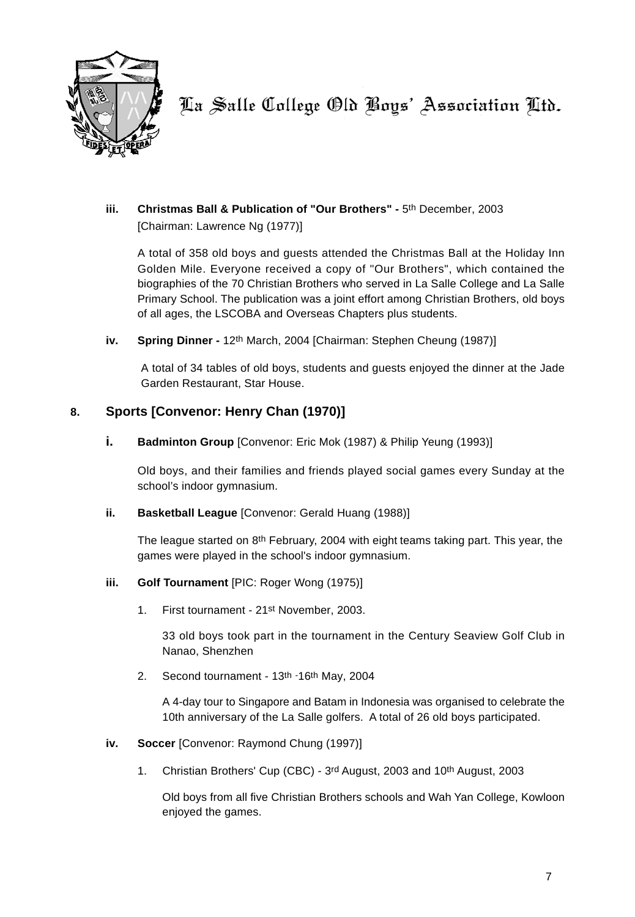La Salle College Old Boys' Association Ltd.

**iii. Christmas Ball & Publication of "Our Brothers" -** 5th December, 2003
[Chairman: Lawrence Ng (1977)]

A total of 358 old boys and guests attended the Christmas Ball at the Holiday Inn Golden Mile. Everyone received a copy of "Our Brothers", which contained the biographies of the 70 Christian Brothers who served in La Salle College and La Salle Primary School. The publication was a joint effort among Christian Brothers, old boys of all ages, the LSCOBA and Overseas Chapters plus students.

**iv. Spring Dinner -** 12th March, 2004 [Chairman: Stephen Cheung (1987)]

A total of 34 tables of old boys, students and guests enjoyed the dinner at the Jade Garden Restaurant, Star House.

## 8. Sports [Convenor: Henry Chan (1970)]

**i. Badminton Group** [Convenor: Eric Mok (1987) & Philip Yeung (1993)]

Old boys, and their families and friends played social games every Sunday at the school's indoor gymnasium.

**ii. Basketball League** [Convenor: Gerald Huang (1988)]

The league started on 8th February, 2004 with eight teams taking part. This year, the games were played in the school's indoor gymnasium.

**iii. Golf Tournament** [PIC: Roger Wong (1975)]

1. First tournament - 21st November, 2003.

   33 old boys took part in the tournament in the Century Seaview Golf Club in Nanao, Shenzhen

2. Second tournament - 13th -16th May, 2004

   A 4-day tour to Singapore and Batam in Indonesia was organised to celebrate the 10th anniversary of the La Salle golfers. A total of 26 old boys participated.

**iv. Soccer** [Convenor: Raymond Chung (1997)]

1. Christian Brothers' Cup (CBC) - 3rd August, 2003 and 10th August, 2003

   Old boys from all five Christian Brothers schools and Wah Yan College, Kowloon enjoyed the games.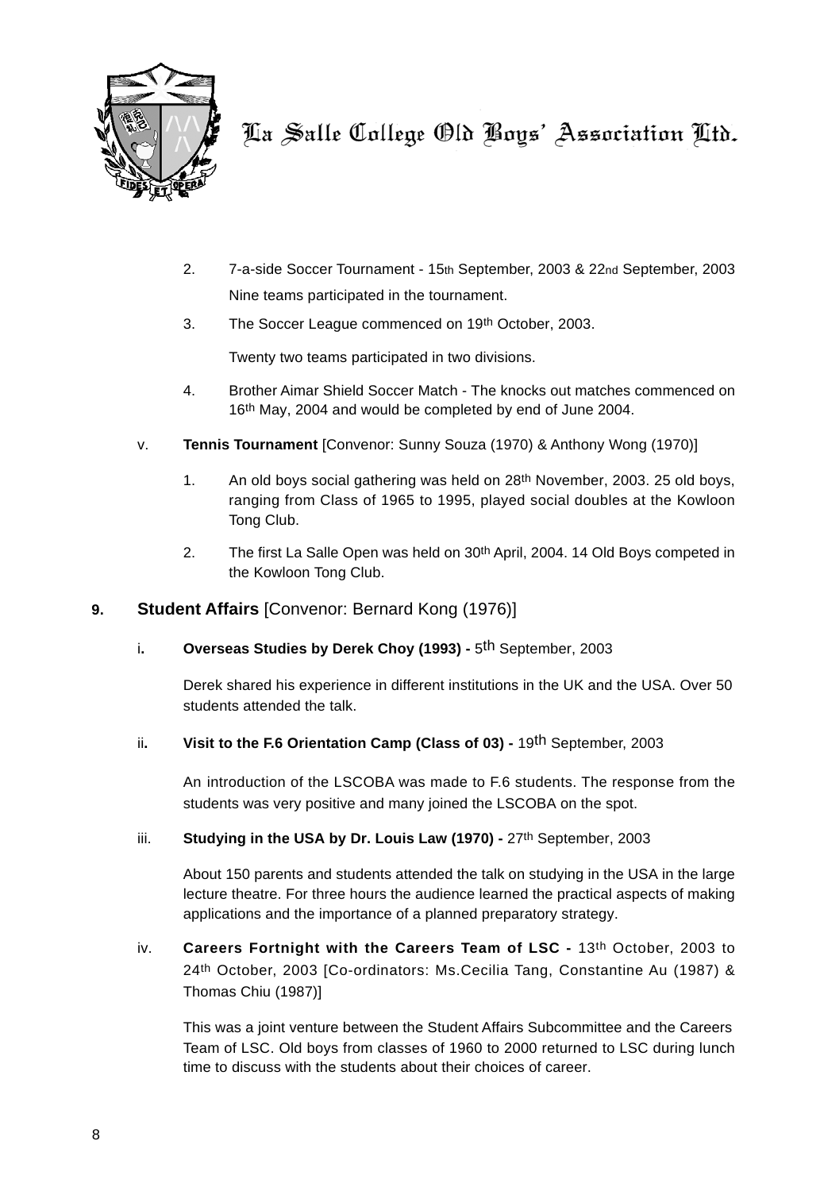2. 7-a-side Soccer Tournament - 15th September, 2003 & 22nd September, 2003

   Nine teams participated in the tournament.

3. The Soccer League commenced on 19th October, 2003.

   Twenty two teams participated in two divisions.

4. Brother Aimar Shield Soccer Match - The knocks out matches commenced on 16th May, 2004 and would be completed by end of June 2004.

v. **Tennis Tournament** [Convenor: Sunny Souza (1970) & Anthony Wong (1970)]

1. An old boys social gathering was held on 28th November, 2003. 25 old boys, ranging from Class of 1965 to 1995, played social doubles at the Kowloon Tong Club.

2. The first La Salle Open was held on 30th April, 2004. 14 Old Boys competed in the Kowloon Tong Club.

## 9. **Student Affairs** [Convenor: Bernard Kong (1976)]

i. **Overseas Studies by Derek Choy (1993) -** 5th September, 2003

Derek shared his experience in different institutions in the UK and the USA. Over 50 students attended the talk.

ii. **Visit to the F.6 Orientation Camp (Class of 03) -** 19th September, 2003

An introduction of the LSCOBA was made to F.6 students. The response from the students was very positive and many joined the LSCOBA on the spot.

iii. **Studying in the USA by Dr. Louis Law (1970) -** 27th September, 2003

About 150 parents and students attended the talk on studying in the USA in the large lecture theatre. For three hours the audience learned the practical aspects of making applications and the importance of a planned preparatory strategy.

iv. **Careers Fortnight with the Careers Team of LSC -** 13th October, 2003 to 24th October, 2003 [Co-ordinators: Ms.Cecilia Tang, Constantine Au (1987) & Thomas Chiu (1987)]

This was a joint venture between the Student Affairs Subcommittee and the Careers Team of LSC. Old boys from classes of 1960 to 2000 returned to LSC during lunch time to discuss with the students about their choices of career.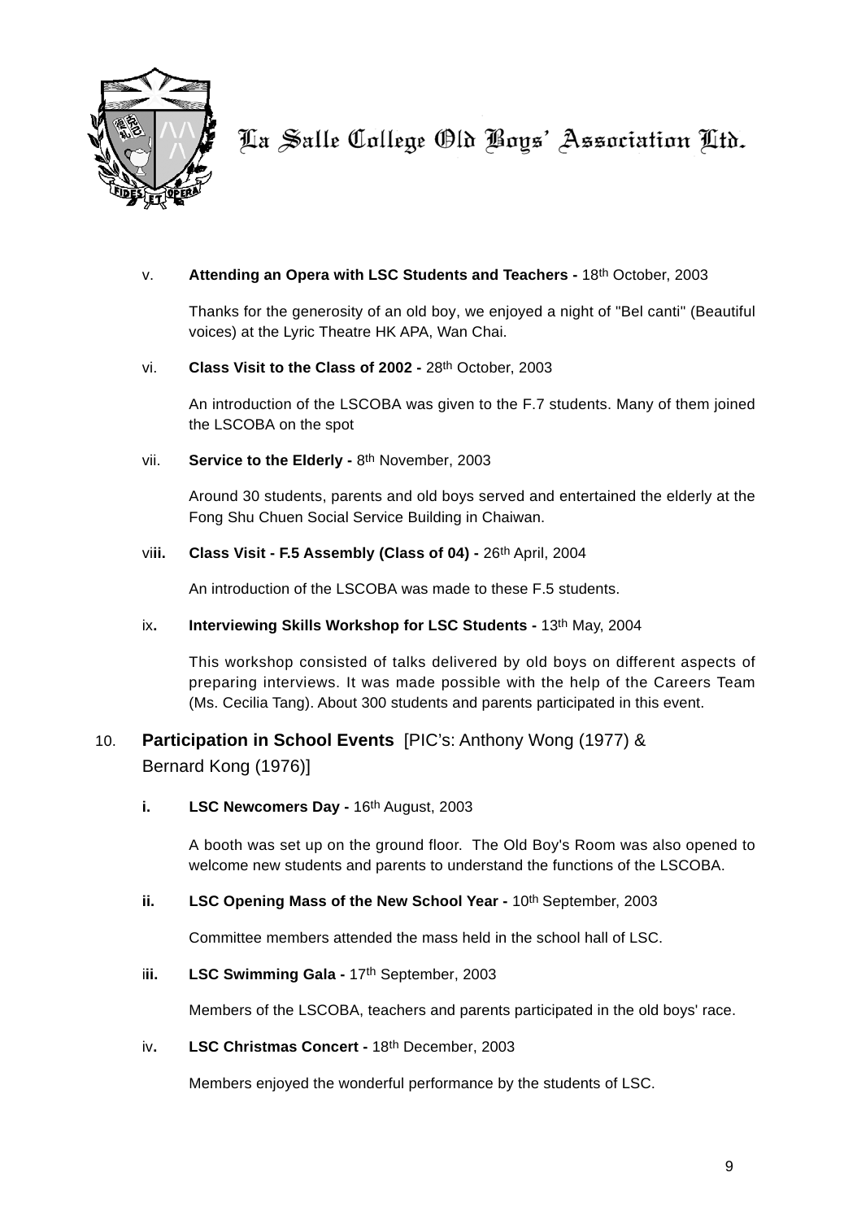v. **Attending an Opera with LSC Students and Teachers -** 18th October, 2003

Thanks for the generosity of an old boy, we enjoyed a night of "Bel canti" (Beautiful voices) at the Lyric Theatre HK APA, Wan Chai.

vi. **Class Visit to the Class of 2002 -** 28th October, 2003

An introduction of the LSCOBA was given to the F.7 students. Many of them joined the LSCOBA on the spot

vii. **Service to the Elderly -** 8th November, 2003

Around 30 students, parents and old boys served and entertained the elderly at the Fong Shu Chuen Social Service Building in Chaiwan.

viii. **Class Visit - F.5 Assembly (Class of 04) -** 26th April, 2004

An introduction of the LSCOBA was made to these F.5 students.

ix. **Interviewing Skills Workshop for LSC Students -** 13th May, 2004

This workshop consisted of talks delivered by old boys on different aspects of preparing interviews. It was made possible with the help of the Careers Team (Ms. Cecilia Tang). About 300 students and parents participated in this event.

## 10. **Participation in School Events** [PIC's: Anthony Wong (1977) & Bernard Kong (1976)]

**i. LSC Newcomers Day -** 16th August, 2003

A booth was set up on the ground floor. The Old Boy's Room was also opened to welcome new students and parents to understand the functions of the LSCOBA.

**ii. LSC Opening Mass of the New School Year -** 10th September, 2003

Committee members attended the mass held in the school hall of LSC.

**iii. LSC Swimming Gala -** 17th September, 2003

Members of the LSCOBA, teachers and parents participated in the old boys' race.

**iv. LSC Christmas Concert -** 18th December, 2003

Members enjoyed the wonderful performance by the students of LSC.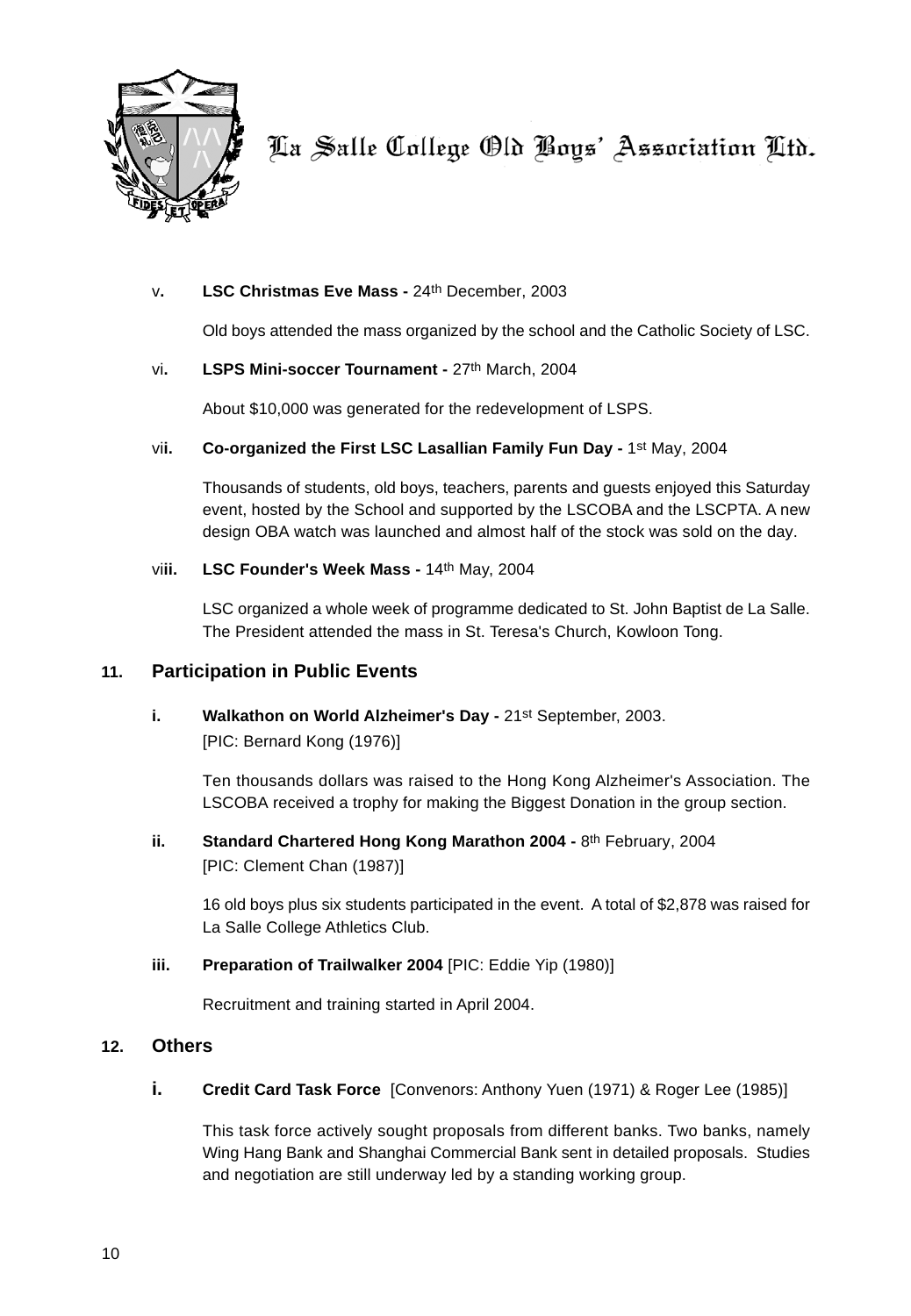v. **LSC Christmas Eve Mass -** 24th December, 2003

Old boys attended the mass organized by the school and the Catholic Society of LSC.

vi. **LSPS Mini-soccer Tournament -** 27th March, 2004

About $10,000 was generated for the redevelopment of LSPS.

vii. **Co-organized the First LSC Lasallian Family Fun Day -** 1st May, 2004

Thousands of students, old boys, teachers, parents and guests enjoyed this Saturday event, hosted by the School and supported by the LSCOBA and the LSCPTA. A new design OBA watch was launched and almost half of the stock was sold on the day.

viii. **LSC Founder's Week Mass -** 14th May, 2004

LSC organized a whole week of programme dedicated to St. John Baptist de La Salle. The President attended the mass in St. Teresa's Church, Kowloon Tong.

## 11. Participation in Public Events

**i. Walkathon on World Alzheimer's Day -** 21st September, 2003.
[PIC: Bernard Kong (1976)]

Ten thousands dollars was raised to the Hong Kong Alzheimer's Association. The LSCOBA received a trophy for making the Biggest Donation in the group section.

**ii. Standard Chartered Hong Kong Marathon 2004 -** 8th February, 2004
[PIC: Clement Chan (1987)]

16 old boys plus six students participated in the event. A total of $2,878 was raised for La Salle College Athletics Club.

**iii. Preparation of Trailwalker 2004** [PIC: Eddie Yip (1980)]

Recruitment and training started in April 2004.

## 12. Others

**i. Credit Card Task Force** [Convenors: Anthony Yuen (1971) & Roger Lee (1985)]

This task force actively sought proposals from different banks. Two banks, namely Wing Hang Bank and Shanghai Commercial Bank sent in detailed proposals. Studies and negotiation are still underway led by a standing working group.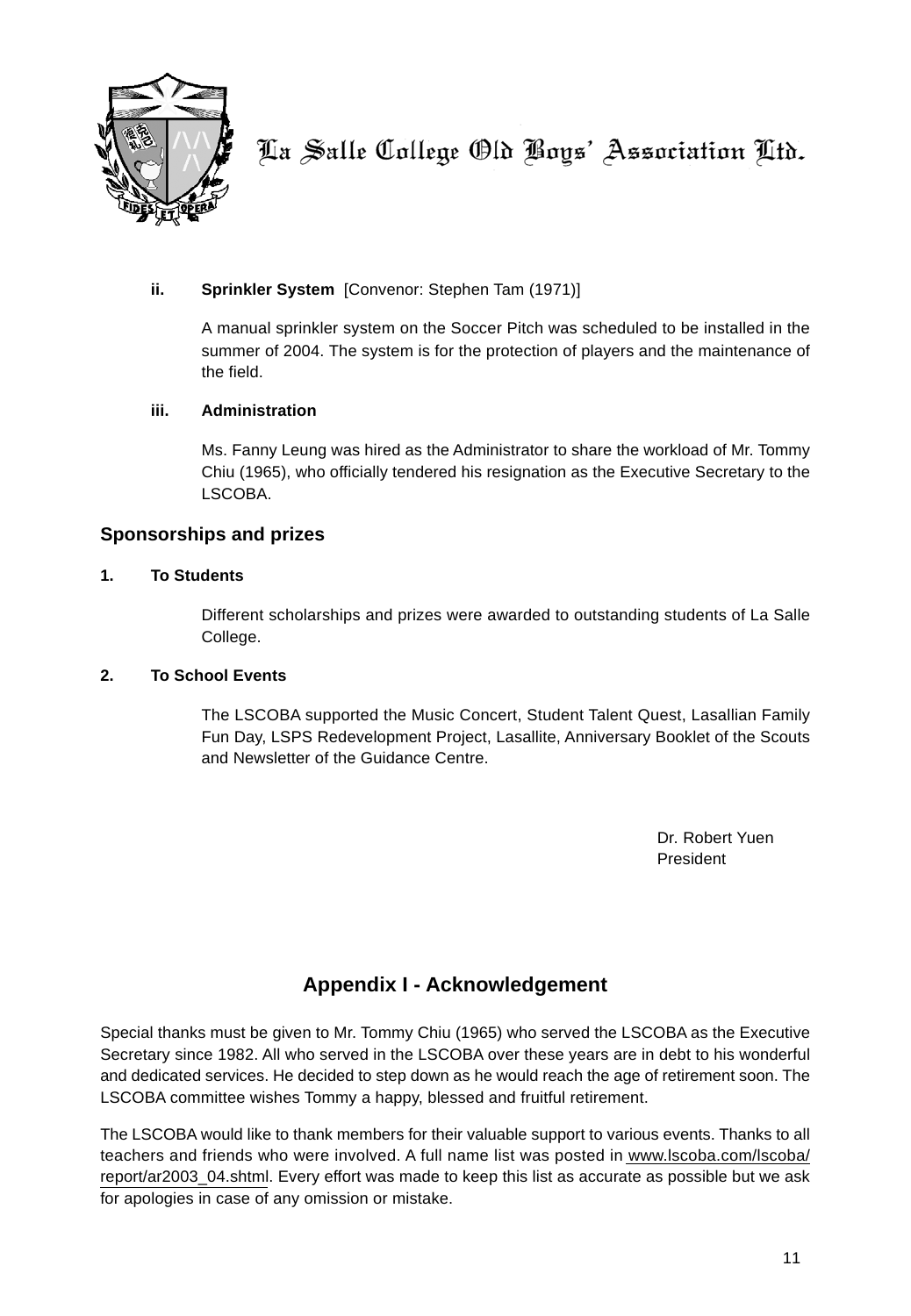**ii. Sprinkler System** [Convenor: Stephen Tam (1971)]

A manual sprinkler system on the Soccer Pitch was scheduled to be installed in the summer of 2004. The system is for the protection of players and the maintenance of the field.

**iii. Administration**

Ms. Fanny Leung was hired as the Administrator to share the workload of Mr. Tommy Chiu (1965), who officially tendered his resignation as the Executive Secretary to the LSCOBA.

## Sponsorships and prizes

**1. To Students**

Different scholarships and prizes were awarded to outstanding students of La Salle College.

**2. To School Events**

The LSCOBA supported the Music Concert, Student Talent Quest, Lasallian Family Fun Day, LSPS Redevelopment Project, Lasallite, Anniversary Booklet of the Scouts and Newsletter of the Guidance Centre.

Dr. Robert Yuen
President

## Appendix I - Acknowledgement

Special thanks must be given to Mr. Tommy Chiu (1965) who served the LSCOBA as the Executive Secretary since 1982. All who served in the LSCOBA over these years are in debt to his wonderful and dedicated services. He decided to step down as he would reach the age of retirement soon. The LSCOBA committee wishes Tommy a happy, blessed and fruitful retirement.

The LSCOBA would like to thank members for their valuable support to various events. Thanks to all teachers and friends who were involved. A full name list was posted in www.lscoba.com/lscoba/report/ar2003_04.shtml. Every effort was made to keep this list as accurate as possible but we ask for apologies in case of any omission or mistake.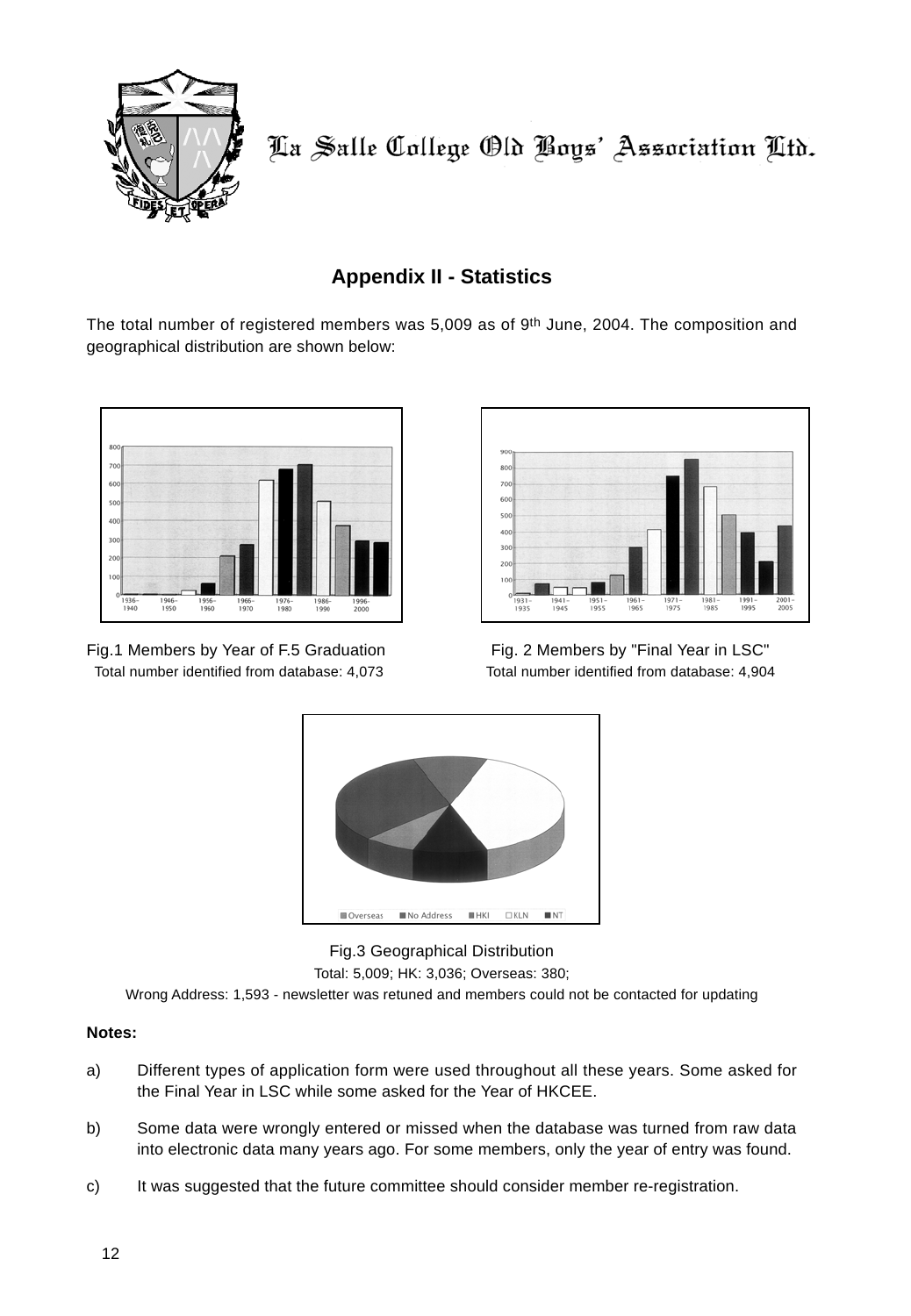La Salle College Old Boys' Association Ltd.

## Appendix II - Statistics

The total number of registered members was 5,009 as of 9th June, 2004. The composition and geographical distribution are shown below:

Fig.1 Members by Year of F.5 Graduation
Total number identified from database: 4,073

Fig. 2 Members by "Final Year in LSC"
Total number identified from database: 4,904

Fig.3 Geographical Distribution
Total: 5,009; HK: 3,036; Overseas: 380;
Wrong Address: 1,593 - newsletter was retuned and members could not be contacted for updating

**Notes:**

a) Different types of application form were used throughout all these years. Some asked for the Final Year in LSC while some asked for the Year of HKCEE.

b) Some data were wrongly entered or missed when the database was turned from raw data into electronic data many years ago. For some members, only the year of entry was found.

c) It was suggested that the future committee should consider member re-registration.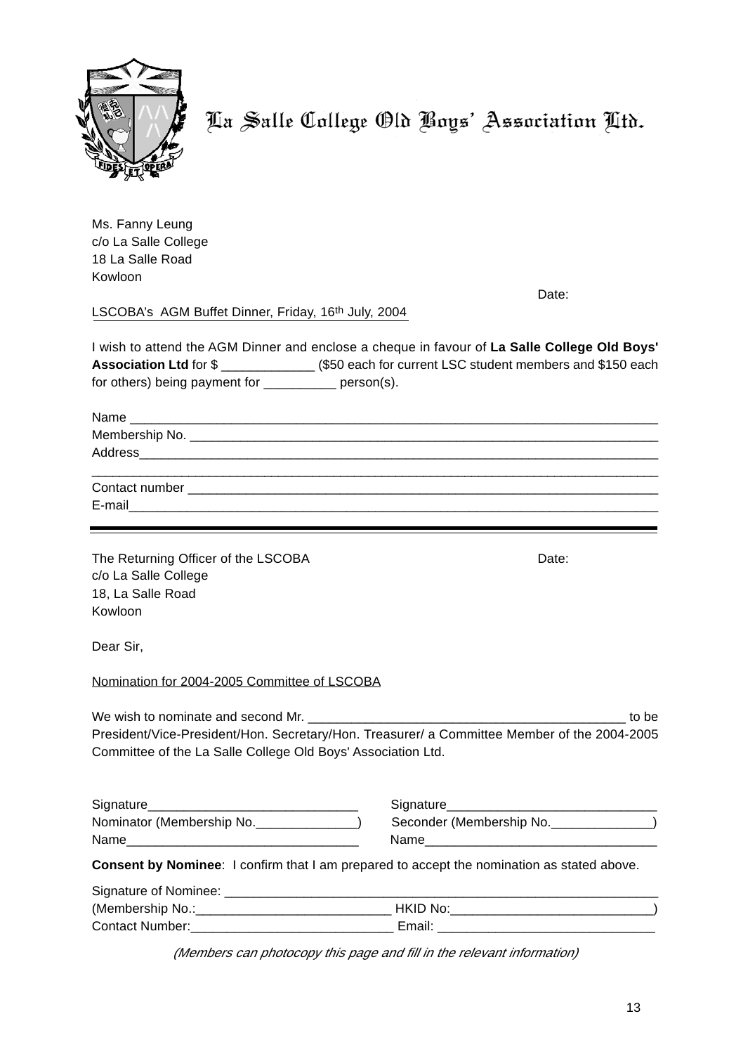# La Salle College Old Boys' Association Ltd.

Ms. Fanny Leung
c/o La Salle College
18 La Salle Road
Kowloon

Date:

LSCOBA's AGM Buffet Dinner, Friday, 16th July, 2004

I wish to attend the AGM Dinner and enclose a cheque in favour of **La Salle College Old Boys' Association Ltd** for $ _____________ ($50 each for current LSC student members and $150 each for others) being payment for __________ person(s).

Name ___________________________________________________________________________
Membership No. __________________________________________________________________
Address_________________________________________________________________________
_______________________________________________________________________________
Contact number _________________________________________________________________
E-mail__________________________________________________________________________

---

The Returning Officer of the LSCOBA

Date:

c/o La Salle College
18, La Salle Road
Kowloon

Dear Sir,

Nomination for 2004-2005 Committee of LSCOBA

We wish to nominate and second Mr. _____________________________________________ to be President/Vice-President/Hon. Secretary/Hon. Treasurer/ a Committee Member of the 2004-2005 Committee of the La Salle College Old Boys' Association Ltd.

Signature_____________________________ Signature_____________________________
Nominator (Membership No.______________) Seconder (Membership No.______________)
Name________________________________ Name________________________________

**Consent by Nominee**: I confirm that I am prepared to accept the nomination as stated above.

Signature of Nominee: ______________________________________________________________
(Membership No.:___________________________ HKID No:____________________________)
Contact Number:___________________________ Email: _____________________________

*(Members can photocopy this page and fill in the relevant information)*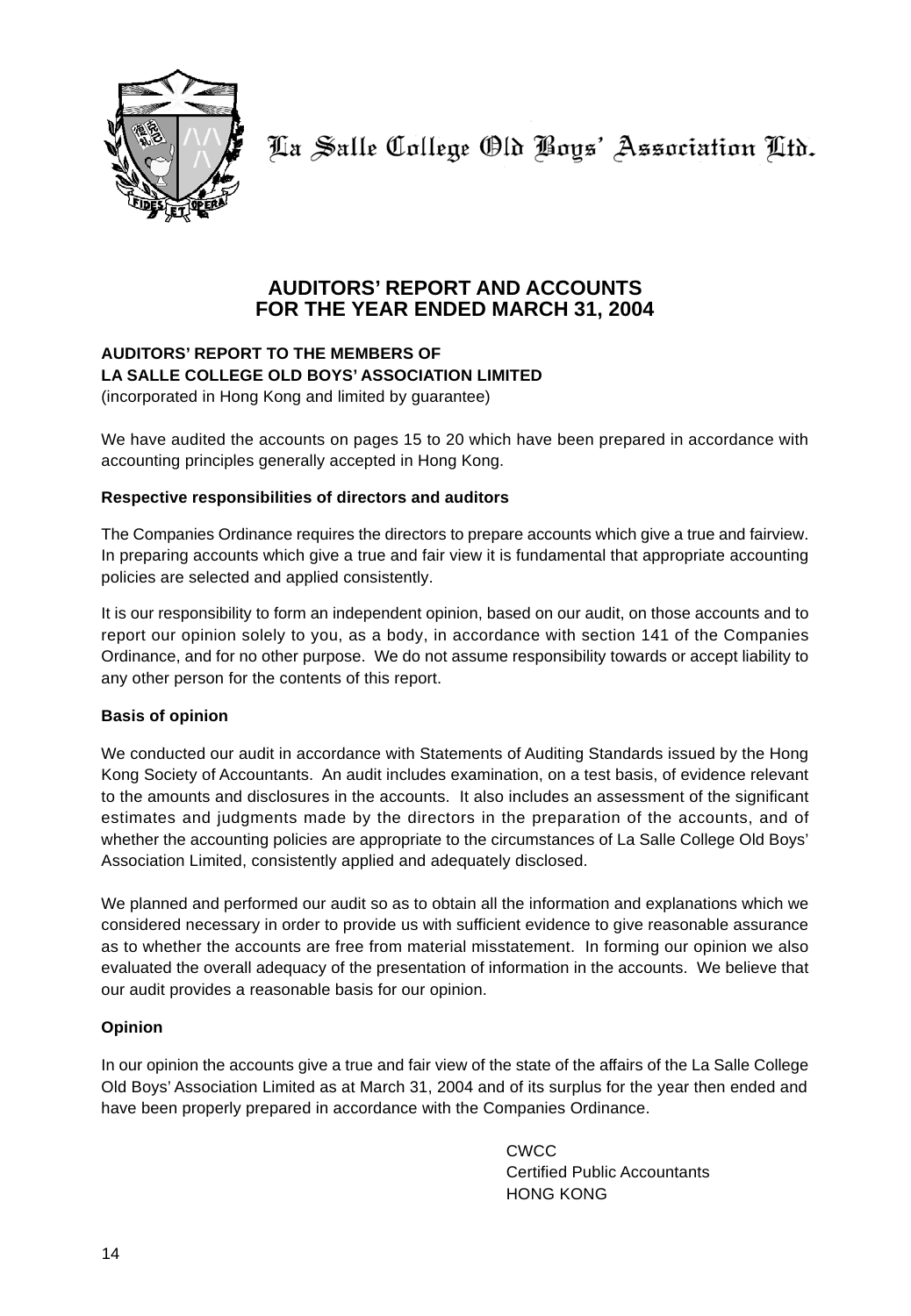La Salle College Old Boys' Association Ltd.

# AUDITORS' REPORT AND ACCOUNTS
# FOR THE YEAR ENDED MARCH 31, 2004

**AUDITORS' REPORT TO THE MEMBERS OF**
**LA SALLE COLLEGE OLD BOYS' ASSOCIATION LIMITED**
(incorporated in Hong Kong and limited by guarantee)

We have audited the accounts on pages 15 to 20 which have been prepared in accordance with accounting principles generally accepted in Hong Kong.

**Respective responsibilities of directors and auditors**

The Companies Ordinance requires the directors to prepare accounts which give a true and fairview. In preparing accounts which give a true and fair view it is fundamental that appropriate accounting policies are selected and applied consistently.

It is our responsibility to form an independent opinion, based on our audit, on those accounts and to report our opinion solely to you, as a body, in accordance with section 141 of the Companies Ordinance, and for no other purpose. We do not assume responsibility towards or accept liability to any other person for the contents of this report.

**Basis of opinion**

We conducted our audit in accordance with Statements of Auditing Standards issued by the Hong Kong Society of Accountants. An audit includes examination, on a test basis, of evidence relevant to the amounts and disclosures in the accounts. It also includes an assessment of the significant estimates and judgments made by the directors in the preparation of the accounts, and of whether the accounting policies are appropriate to the circumstances of La Salle College Old Boys' Association Limited, consistently applied and adequately disclosed.

We planned and performed our audit so as to obtain all the information and explanations which we considered necessary in order to provide us with sufficient evidence to give reasonable assurance as to whether the accounts are free from material misstatement. In forming our opinion we also evaluated the overall adequacy of the presentation of information in the accounts. We believe that our audit provides a reasonable basis for our opinion.

**Opinion**

In our opinion the accounts give a true and fair view of the state of the affairs of the La Salle College Old Boys' Association Limited as at March 31, 2004 and of its surplus for the year then ended and have been properly prepared in accordance with the Companies Ordinance.

CWCC
Certified Public Accountants
HONG KONG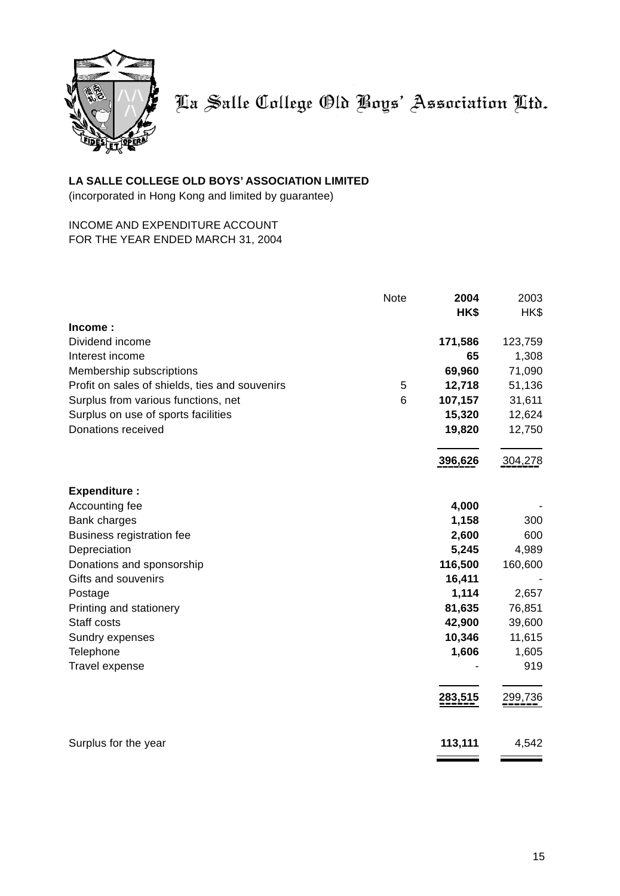La Salle College Old Boys' Association Ltd.

**LA SALLE COLLEGE OLD BOYS' ASSOCIATION LIMITED**
(incorporated in Hong Kong and limited by guarantee)

INCOME AND EXPENDITURE ACCOUNT
FOR THE YEAR ENDED MARCH 31, 2004

| | Note | **2004** | 2003 |
|---|---|---|---|
| | | **HK$** | HK$ |
| **Income :** | | | |
| Dividend income | | **171,586** | 123,759 |
| Interest income | | **65** | 1,308 |
| Membership subscriptions | | **69,960** | 71,090 |
| Profit on sales of shields, ties and souvenirs | 5 | **12,718** | 51,136 |
| Surplus from various functions, net | 6 | **107,157** | 31,611 |
| Surplus on use of sports facilities | | **15,320** | 12,624 |
| Donations received | | **19,820** | 12,750 |
| | | **396,626** | 304,278 |
| **Expenditure :** | | | |
| Accounting fee | | **4,000** | - |
| Bank charges | | **1,158** | 300 |
| Business registration fee | | **2,600** | 600 |
| Depreciation | | **5,245** | 4,989 |
| Donations and sponsorship | | **116,500** | 160,600 |
| Gifts and souvenirs | | **16,411** | - |
| Postage | | **1,114** | 2,657 |
| Printing and stationery | | **81,635** | 76,851 |
| Staff costs | | **42,900** | 39,600 |
| Sundry expenses | | **10,346** | 11,615 |
| Telephone | | **1,606** | 1,605 |
| Travel expense | | - | 919 |
| | | **283,515** | 299,736 |
| Surplus for the year | | **113,111** | 4,542 |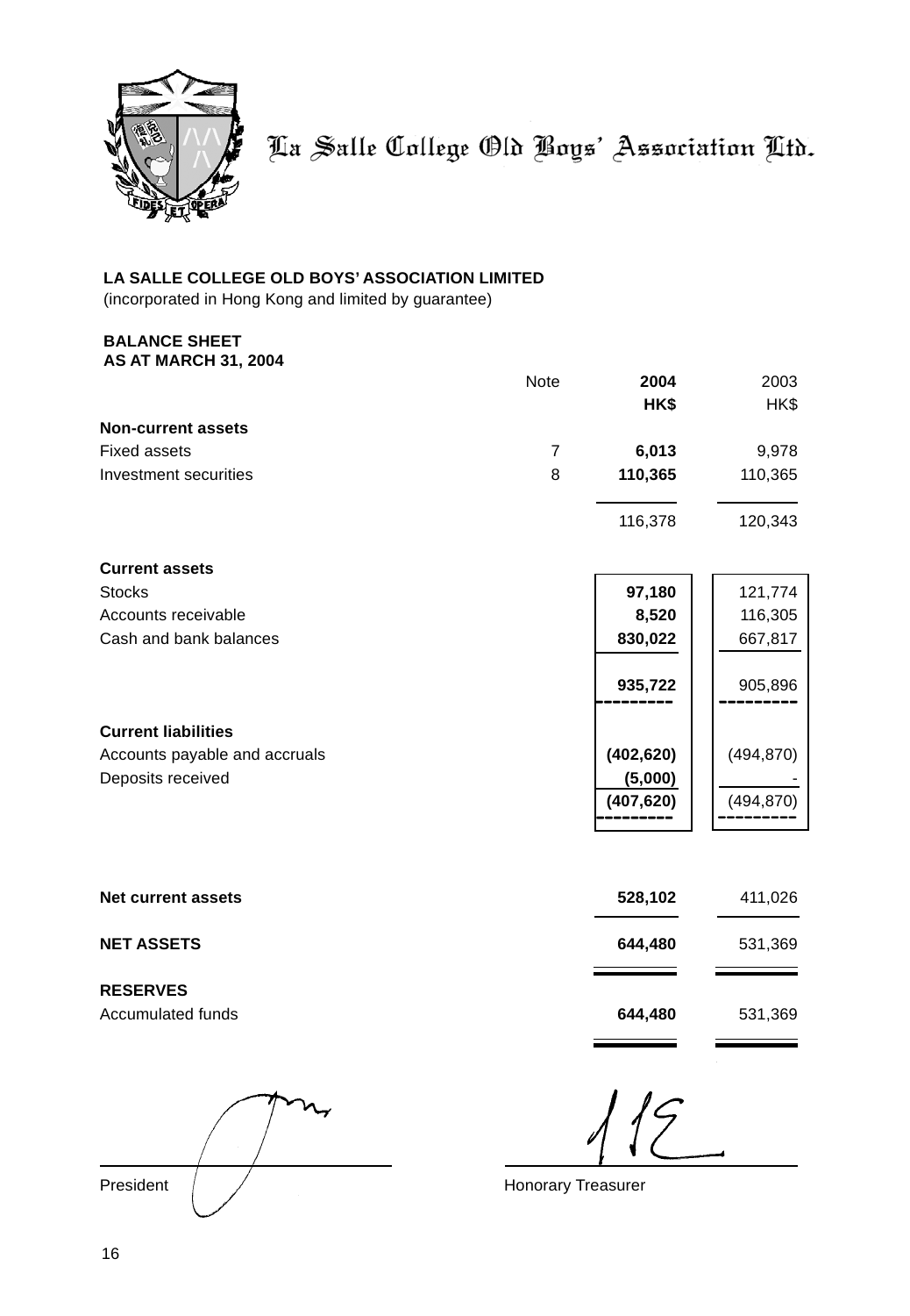La Salle College Old Boys' Association Ltd.

**LA SALLE COLLEGE OLD BOYS' ASSOCIATION LIMITED**
(incorporated in Hong Kong and limited by guarantee)

**BALANCE SHEET**
**AS AT MARCH 31, 2004**

| | Note | **2004** | 2003 |
|---|---|---|---|
| | | **HK$** | HK$ |
| **Non-current assets** | | | |
| Fixed assets | 7 | **6,013** | 9,978 |
| Investment securities | 8 | **110,365** | 110,365 |
| | | 116,378 | 120,343 |
| **Current assets** | | | |
| Stocks | | **97,180** | 121,774 |
| Accounts receivable | | **8,520** | 116,305 |
| Cash and bank balances | | **830,022** | 667,817 |
| | | **935,722** | 905,896 |
| **Current liabilities** | | | |
| Accounts payable and accruals | | **(402,620)** | (494,870) |
| Deposits received | | **(5,000)** | - |
| | | **(407,620)** | (494,870) |
| **Net current assets** | | **528,102** | 411,026 |
| **NET ASSETS** | | **644,480** | 531,369 |
| **RESERVES** | | | |
| Accumulated funds | | **644,480** | 531,369 |

President

Honorary Treasurer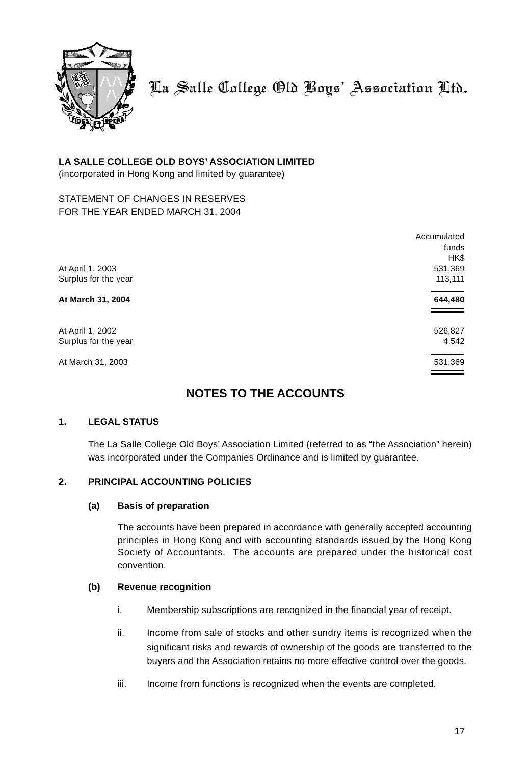La Salle College Old Boys' Association Ltd.

**LA SALLE COLLEGE OLD BOYS' ASSOCIATION LIMITED**
(incorporated in Hong Kong and limited by guarantee)

STATEMENT OF CHANGES IN RESERVES
FOR THE YEAR ENDED MARCH 31, 2004

| | Accumulated funds HK$ |
|---|---|
| At April 1, 2003 | 531,369 |
| Surplus for the year | 113,111 |
| **At March 31, 2004** | **644,480** |
| | |
| At April 1, 2002 | 526,827 |
| Surplus for the year | 4,542 |
| At March 31, 2003 | 531,369 |

## NOTES TO THE ACCOUNTS

### 1. LEGAL STATUS

The La Salle College Old Boys' Association Limited (referred to as "the Association" herein) was incorporated under the Companies Ordinance and is limited by guarantee.

### 2. PRINCIPAL ACCOUNTING POLICIES

#### (a) Basis of preparation

The accounts have been prepared in accordance with generally accepted accounting principles in Hong Kong and with accounting standards issued by the Hong Kong Society of Accountants. The accounts are prepared under the historical cost convention.

#### (b) Revenue recognition

i. Membership subscriptions are recognized in the financial year of receipt.

ii. Income from sale of stocks and other sundry items is recognized when the significant risks and rewards of ownership of the goods are transferred to the buyers and the Association retains no more effective control over the goods.

iii. Income from functions is recognized when the events are completed.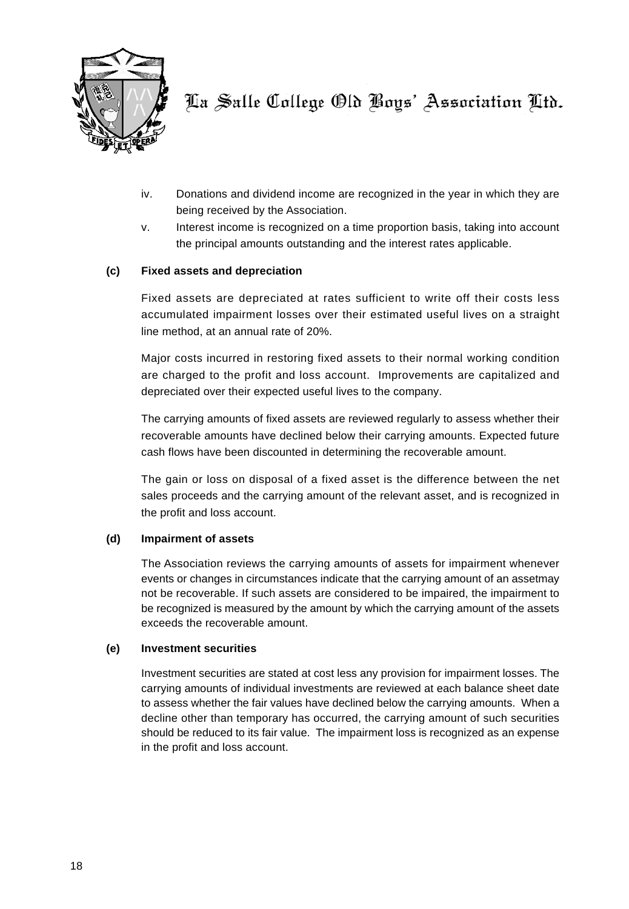iv. Donations and dividend income are recognized in the year in which they are being received by the Association.

v. Interest income is recognized on a time proportion basis, taking into account the principal amounts outstanding and the interest rates applicable.

**(c) Fixed assets and depreciation**

Fixed assets are depreciated at rates sufficient to write off their costs less accumulated impairment losses over their estimated useful lives on a straight line method, at an annual rate of 20%.

Major costs incurred in restoring fixed assets to their normal working condition are charged to the profit and loss account. Improvements are capitalized and depreciated over their expected useful lives to the company.

The carrying amounts of fixed assets are reviewed regularly to assess whether their recoverable amounts have declined below their carrying amounts. Expected future cash flows have been discounted in determining the recoverable amount.

The gain or loss on disposal of a fixed asset is the difference between the net sales proceeds and the carrying amount of the relevant asset, and is recognized in the profit and loss account.

**(d) Impairment of assets**

The Association reviews the carrying amounts of assets for impairment whenever events or changes in circumstances indicate that the carrying amount of an assetmay not be recoverable. If such assets are considered to be impaired, the impairment to be recognized is measured by the amount by which the carrying amount of the assets exceeds the recoverable amount.

**(e) Investment securities**

Investment securities are stated at cost less any provision for impairment losses. The carrying amounts of individual investments are reviewed at each balance sheet date to assess whether the fair values have declined below the carrying amounts. When a decline other than temporary has occurred, the carrying amount of such securities should be reduced to its fair value. The impairment loss is recognized as an expense in the profit and loss account.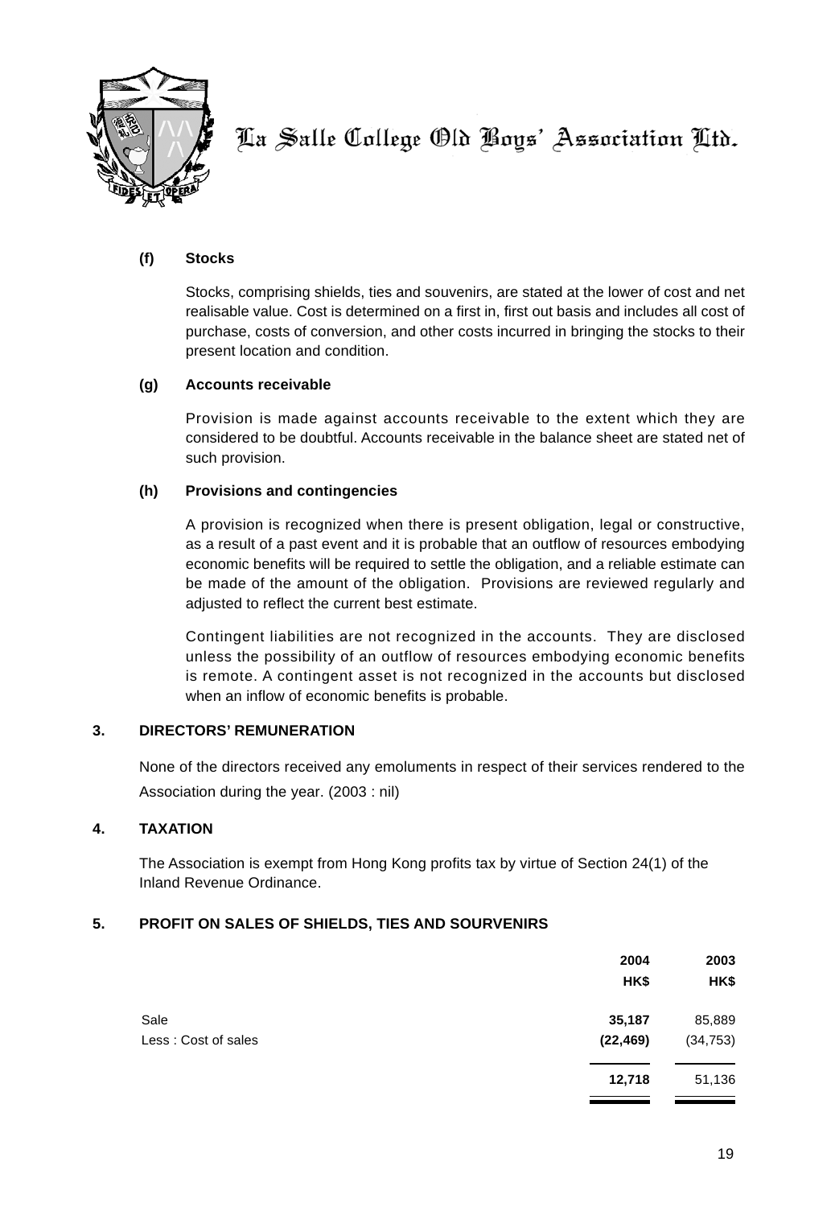**(f) Stocks**

Stocks, comprising shields, ties and souvenirs, are stated at the lower of cost and net realisable value. Cost is determined on a first in, first out basis and includes all cost of purchase, costs of conversion, and other costs incurred in bringing the stocks to their present location and condition.

**(g) Accounts receivable**

Provision is made against accounts receivable to the extent which they are considered to be doubtful. Accounts receivable in the balance sheet are stated net of such provision.

**(h) Provisions and contingencies**

A provision is recognized when there is present obligation, legal or constructive, as a result of a past event and it is probable that an outflow of resources embodying economic benefits will be required to settle the obligation, and a reliable estimate can be made of the amount of the obligation. Provisions are reviewed regularly and adjusted to reflect the current best estimate.

Contingent liabilities are not recognized in the accounts. They are disclosed unless the possibility of an outflow of resources embodying economic benefits is remote. A contingent asset is not recognized in the accounts but disclosed when an inflow of economic benefits is probable.

## 3. DIRECTORS' REMUNERATION

None of the directors received any emoluments in respect of their services rendered to the Association during the year. (2003 : nil)

## 4. TAXATION

The Association is exempt from Hong Kong profits tax by virtue of Section 24(1) of the Inland Revenue Ordinance.

## 5. PROFIT ON SALES OF SHIELDS, TIES AND SOURVENIRS

| | 2004 HK$ | 2003 HK$ |
|---|---|---|
| Sale | **35,187** | 85,889 |
| Less : Cost of sales | **(22,469)** | (34,753) |
| | **12,718** | 51,136 |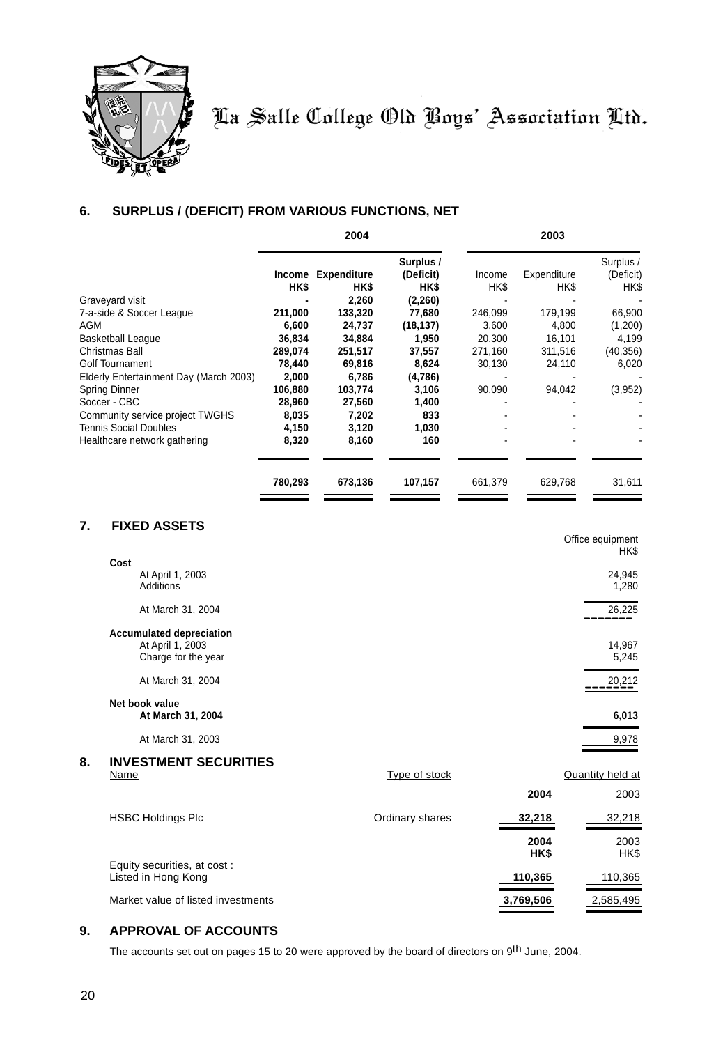La Salle College Old Boys' Association Ltd.

## 6. SURPLUS / (DEFICIT) FROM VARIOUS FUNCTIONS, NET

| | 2004 | | | 2003 | | |
|---|---|---|---|---|---|---|
| | **Income HK$** | **Expenditure HK$** | **Surplus / (Deficit) HK$** | Income HK$ | Expenditure HK$ | Surplus / (Deficit) HK$ |
| Graveyard visit | **-** | **2,260** | **(2,260)** | - | - | - |
| 7-a-side & Soccer League | **211,000** | **133,320** | **77,680** | 246,099 | 179,199 | 66,900 |
| AGM | **6,600** | **24,737** | **(18,137)** | 3,600 | 4,800 | (1,200) |
| Basketball League | **36,834** | **34,884** | **1,950** | 20,300 | 16,101 | 4,199 |
| Christmas Ball | **289,074** | **251,517** | **37,557** | 271,160 | 311,516 | (40,356) |
| Golf Tournament | **78,440** | **69,816** | **8,624** | 30,130 | 24,110 | 6,020 |
| Elderly Entertainment Day (March 2003) | **2,000** | **6,786** | **(4,786)** | - | - | - |
| Spring Dinner | **106,880** | **103,774** | **3,106** | 90,090 | 94,042 | (3,952) |
| Soccer - CBC | **28,960** | **27,560** | **1,400** | - | - | - |
| Community service project TWGHS | **8,035** | **7,202** | **833** | - | - | - |
| Tennis Social Doubles | **4,150** | **3,120** | **1,030** | - | - | - |
| Healthcare network gathering | **8,320** | **8,160** | **160** | - | - | - |
| | **780,293** | **673,136** | **107,157** | 661,379 | 629,768 | 31,611 |

## 7. FIXED ASSETS

| | Office equipment HK$ |
|---|---|
| **Cost** | |
| At April 1, 2003 | 24,945 |
| Additions | 1,280 |
| At March 31, 2004 | 26,225 |
| **Accumulated depreciation** | |
| At April 1, 2003 | 14,967 |
| Charge for the year | 5,245 |
| At March 31, 2004 | 20,212 |
| **Net book value** | |
| **At March 31, 2004** | **6,013** |
| At March 31, 2003 | 9,978 |

## 8. INVESTMENT SECURITIES

| Name | Type of stock | Quantity held at 2004 | 2003 |
|---|---|---|---|
| HSBC Holdings Plc | Ordinary shares | **32,218** | 32,218 |

| | 2004 HK$ | 2003 HK$ |
|---|---|---|
| Equity securities, at cost : Listed in Hong Kong | **110,365** | 110,365 |
| Market value of listed investments | **3,769,506** | 2,585,495 |

## 9. APPROVAL OF ACCOUNTS

The accounts set out on pages 15 to 20 were approved by the board of directors on 9th June, 2004.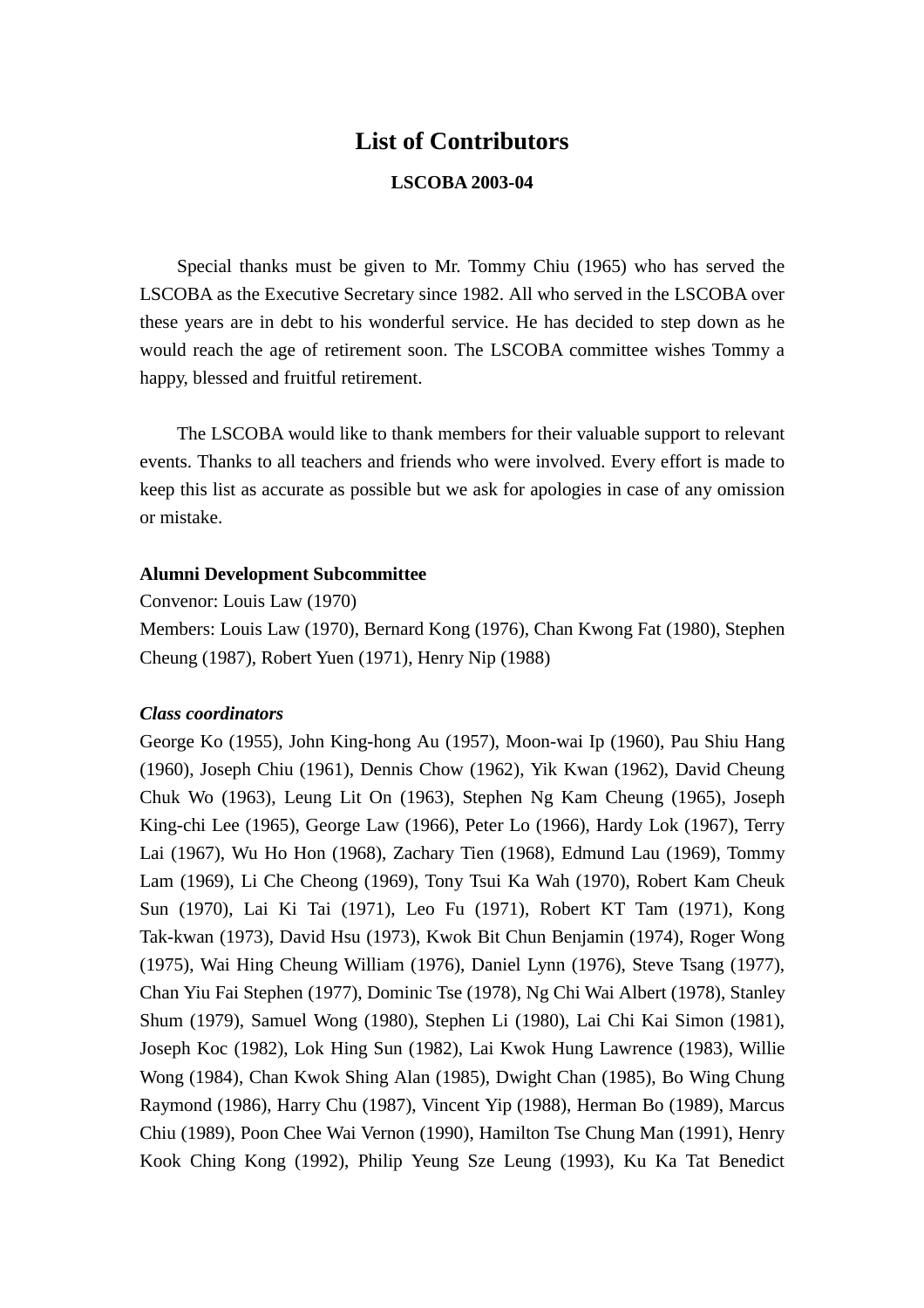# List of Contributors

**LSCOBA 2003-04**

Special thanks must be given to Mr. Tommy Chiu (1965) who has served the LSCOBA as the Executive Secretary since 1982. All who served in the LSCOBA over these years are in debt to his wonderful service. He has decided to step down as he would reach the age of retirement soon. The LSCOBA committee wishes Tommy a happy, blessed and fruitful retirement.

The LSCOBA would like to thank members for their valuable support to relevant events. Thanks to all teachers and friends who were involved. Every effort is made to keep this list as accurate as possible but we ask for apologies in case of any omission or mistake.

**Alumni Development Subcommittee**

Convenor: Louis Law (1970)

Members: Louis Law (1970), Bernard Kong (1976), Chan Kwong Fat (1980), Stephen Cheung (1987), Robert Yuen (1971), Henry Nip (1988)

***Class coordinators***

George Ko (1955), John King-hong Au (1957), Moon-wai Ip (1960), Pau Shiu Hang (1960), Joseph Chiu (1961), Dennis Chow (1962), Yik Kwan (1962), David Cheung Chuk Wo (1963), Leung Lit On (1963), Stephen Ng Kam Cheung (1965), Joseph King-chi Lee (1965), George Law (1966), Peter Lo (1966), Hardy Lok (1967), Terry Lai (1967), Wu Ho Hon (1968), Zachary Tien (1968), Edmund Lau (1969), Tommy Lam (1969), Li Che Cheong (1969), Tony Tsui Ka Wah (1970), Robert Kam Cheuk Sun (1970), Lai Ki Tai (1971), Leo Fu (1971), Robert KT Tam (1971), Kong Tak-kwan (1973), David Hsu (1973), Kwok Bit Chun Benjamin (1974), Roger Wong (1975), Wai Hing Cheung William (1976), Daniel Lynn (1976), Steve Tsang (1977), Chan Yiu Fai Stephen (1977), Dominic Tse (1978), Ng Chi Wai Albert (1978), Stanley Shum (1979), Samuel Wong (1980), Stephen Li (1980), Lai Chi Kai Simon (1981), Joseph Koc (1982), Lok Hing Sun (1982), Lai Kwok Hung Lawrence (1983), Willie Wong (1984), Chan Kwok Shing Alan (1985), Dwight Chan (1985), Bo Wing Chung Raymond (1986), Harry Chu (1987), Vincent Yip (1988), Herman Bo (1989), Marcus Chiu (1989), Poon Chee Wai Vernon (1990), Hamilton Tse Chung Man (1991), Henry Kook Ching Kong (1992), Philip Yeung Sze Leung (1993), Ku Ka Tat Benedict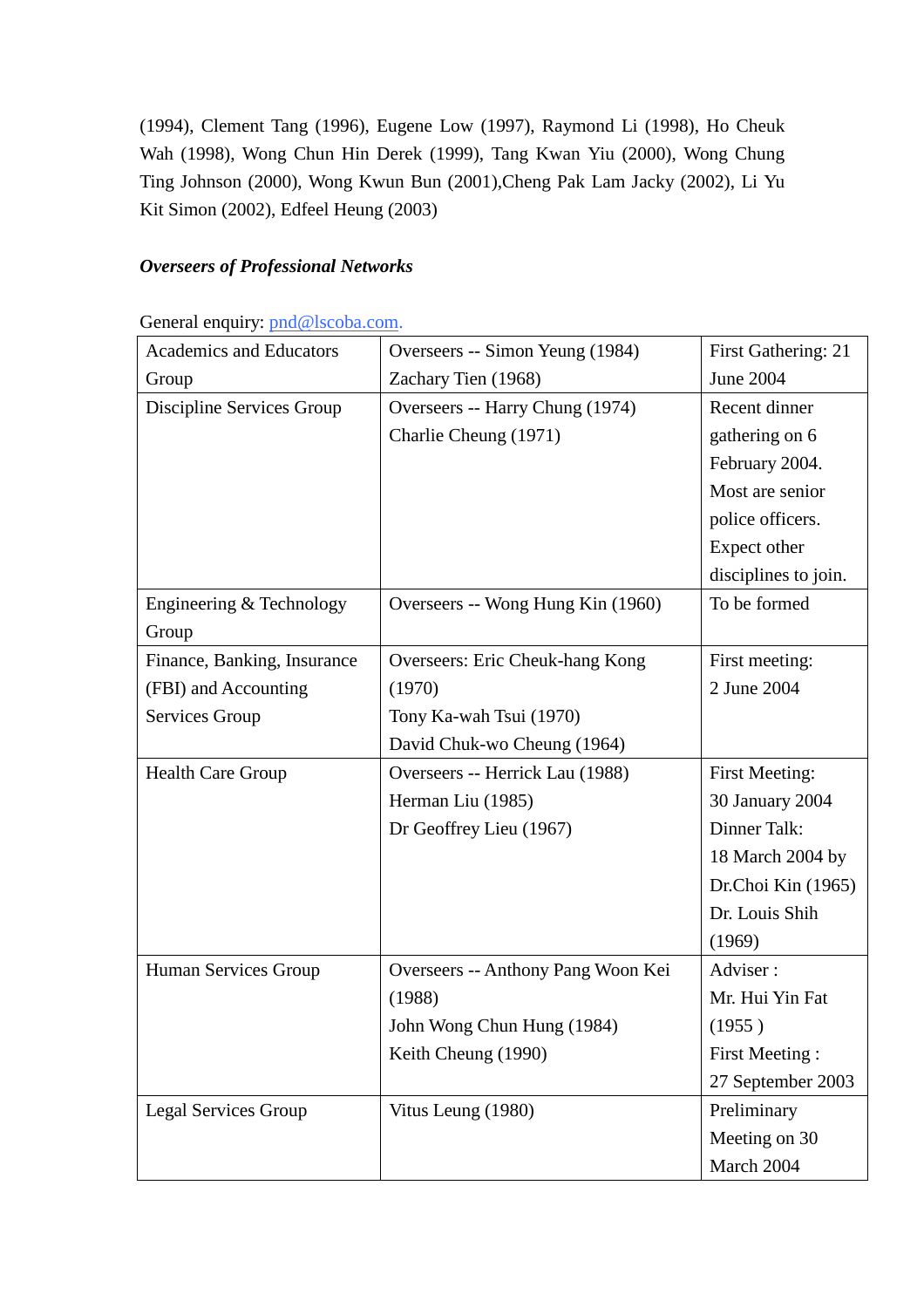(1994), Clement Tang (1996), Eugene Low (1997), Raymond Li (1998), Ho Cheuk Wah (1998), Wong Chun Hin Derek (1999), Tang Kwan Yiu (2000), Wong Chung Ting Johnson (2000), Wong Kwun Bun (2001),Cheng Pak Lam Jacky (2002), Li Yu Kit Simon (2002), Edfeel Heung (2003)

***Overseers of Professional Networks***

General enquiry: pnd@lscoba.com.

| Group | Overseers | Remarks |
|---|---|---|
| Academics and Educators Group | Overseers -- Simon Yeung (1984)<br>Zachary Tien (1968) | First Gathering: 21 June 2004 |
| Discipline Services Group | Overseers -- Harry Chung (1974)<br>Charlie Cheung (1971) | Recent dinner gathering on 6 February 2004. Most are senior police officers. Expect other disciplines to join. |
| Engineering & Technology Group | Overseers -- Wong Hung Kin (1960) | To be formed |
| Finance, Banking, Insurance (FBI) and Accounting Services Group | Overseers: Eric Cheuk-hang Kong (1970)<br>Tony Ka-wah Tsui (1970)<br>David Chuk-wo Cheung (1964) | First meeting:<br>2 June 2004 |
| Health Care Group | Overseers -- Herrick Lau (1988)<br>Herman Liu (1985)<br>Dr Geoffrey Lieu (1967) | First Meeting:<br>30 January 2004<br>Dinner Talk:<br>18 March 2004 by Dr.Choi Kin (1965)<br>Dr. Louis Shih (1969) |
| Human Services Group | Overseers -- Anthony Pang Woon Kei (1988)<br>John Wong Chun Hung (1984)<br>Keith Cheung (1990) | Adviser :<br>Mr. Hui Yin Fat (1955 )<br>First Meeting :<br>27 September 2003 |
| Legal Services Group | Vitus Leung (1980) | Preliminary Meeting on 30 March 2004 |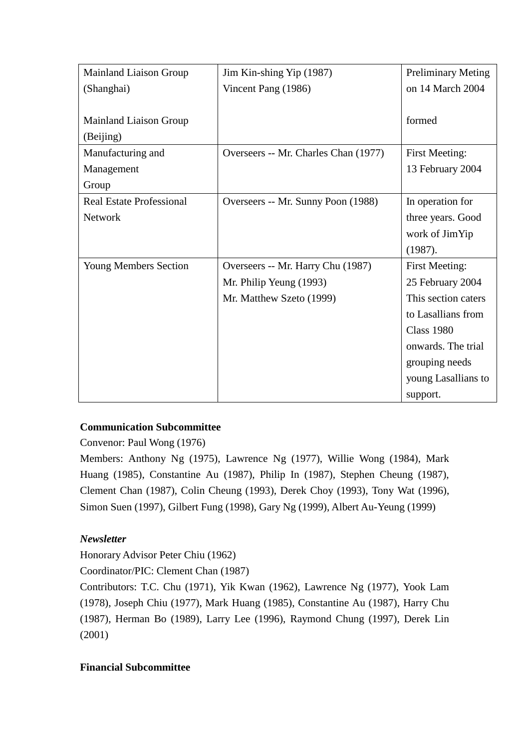| | | |
|---|---|---|
| Mainland Liaison Group (Shanghai)<br><br>Mainland Liaison Group (Beijing) | Jim Kin-shing Yip (1987)<br>Vincent Pang (1986) | Preliminary Meting on 14 March 2004<br><br>formed |
| Manufacturing and Management Group | Overseers -- Mr. Charles Chan (1977) | First Meeting:<br>13 February 2004 |
| Real Estate Professional Network | Overseers -- Mr. Sunny Poon (1988) | In operation for three years. Good work of JimYip (1987). |
| Young Members Section | Overseers -- Mr. Harry Chu (1987)<br>Mr. Philip Yeung (1993)<br>Mr. Matthew Szeto (1999) | First Meeting:<br>25 February 2004<br>This section caters to Lasallians from Class 1980 onwards. The trial grouping needs young Lasallians to support. |

**Communication Subcommittee**

Convenor: Paul Wong (1976)

Members: Anthony Ng (1975), Lawrence Ng (1977), Willie Wong (1984), Mark Huang (1985), Constantine Au (1987), Philip In (1987), Stephen Cheung (1987), Clement Chan (1987), Colin Cheung (1993), Derek Choy (1993), Tony Wat (1996), Simon Suen (1997), Gilbert Fung (1998), Gary Ng (1999), Albert Au-Yeung (1999)

***Newsletter***

Honorary Advisor Peter Chiu (1962)

Coordinator/PIC: Clement Chan (1987)

Contributors: T.C. Chu (1971), Yik Kwan (1962), Lawrence Ng (1977), Yook Lam (1978), Joseph Chiu (1977), Mark Huang (1985), Constantine Au (1987), Harry Chu (1987), Herman Bo (1989), Larry Lee (1996), Raymond Chung (1997), Derek Lin (2001)

**Financial Subcommittee**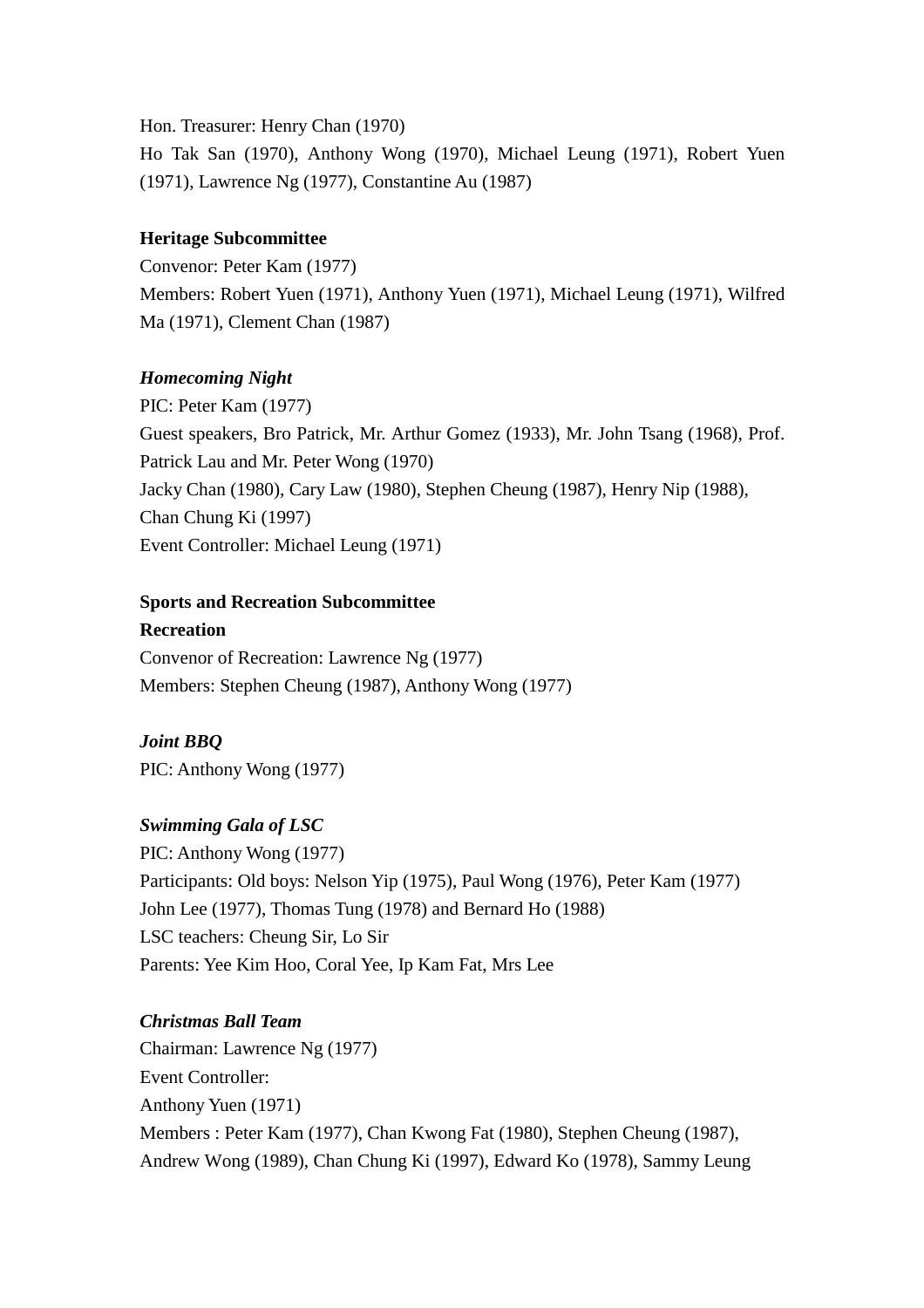Hon. Treasurer: Henry Chan (1970)
Ho Tak San (1970), Anthony Wong (1970), Michael Leung (1971), Robert Yuen (1971), Lawrence Ng (1977), Constantine Au (1987)

**Heritage Subcommittee**
Convenor: Peter Kam (1977)
Members: Robert Yuen (1971), Anthony Yuen (1971), Michael Leung (1971), Wilfred Ma (1971), Clement Chan (1987)

***Homecoming Night***
PIC: Peter Kam (1977)
Guest speakers, Bro Patrick, Mr. Arthur Gomez (1933), Mr. John Tsang (1968), Prof. Patrick Lau and Mr. Peter Wong (1970)
Jacky Chan (1980), Cary Law (1980), Stephen Cheung (1987), Henry Nip (1988), Chan Chung Ki (1997)
Event Controller: Michael Leung (1971)

**Sports and Recreation Subcommittee**
**Recreation**
Convenor of Recreation: Lawrence Ng (1977)
Members: Stephen Cheung (1987), Anthony Wong (1977)

***Joint BBQ***
PIC: Anthony Wong (1977)

***Swimming Gala of LSC***
PIC: Anthony Wong (1977)
Participants: Old boys: Nelson Yip (1975), Paul Wong (1976), Peter Kam (1977)
John Lee (1977), Thomas Tung (1978) and Bernard Ho (1988)
LSC teachers: Cheung Sir, Lo Sir
Parents: Yee Kim Hoo, Coral Yee, Ip Kam Fat, Mrs Lee

***Christmas Ball Team***
Chairman: Lawrence Ng (1977)
Event Controller:
Anthony Yuen (1971)
Members : Peter Kam (1977), Chan Kwong Fat (1980), Stephen Cheung (1987), Andrew Wong (1989), Chan Chung Ki (1997), Edward Ko (1978), Sammy Leung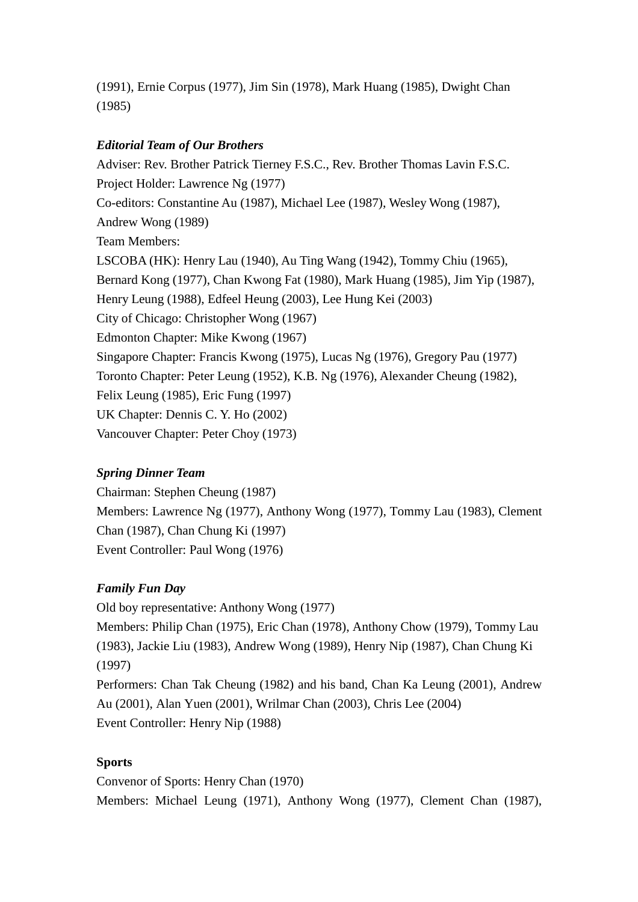(1991), Ernie Corpus (1977), Jim Sin (1978), Mark Huang (1985), Dwight Chan (1985)

***Editorial Team of Our Brothers***

Adviser: Rev. Brother Patrick Tierney F.S.C., Rev. Brother Thomas Lavin F.S.C.
Project Holder: Lawrence Ng (1977)
Co-editors: Constantine Au (1987), Michael Lee (1987), Wesley Wong (1987), Andrew Wong (1989)
Team Members:
LSCOBA (HK): Henry Lau (1940), Au Ting Wang (1942), Tommy Chiu (1965), Bernard Kong (1977), Chan Kwong Fat (1980), Mark Huang (1985), Jim Yip (1987), Henry Leung (1988), Edfeel Heung (2003), Lee Hung Kei (2003)
City of Chicago: Christopher Wong (1967)
Edmonton Chapter: Mike Kwong (1967)
Singapore Chapter: Francis Kwong (1975), Lucas Ng (1976), Gregory Pau (1977)
Toronto Chapter: Peter Leung (1952), K.B. Ng (1976), Alexander Cheung (1982), Felix Leung (1985), Eric Fung (1997)
UK Chapter: Dennis C. Y. Ho (2002)
Vancouver Chapter: Peter Choy (1973)

***Spring Dinner Team***

Chairman: Stephen Cheung (1987)
Members: Lawrence Ng (1977), Anthony Wong (1977), Tommy Lau (1983), Clement Chan (1987), Chan Chung Ki (1997)
Event Controller: Paul Wong (1976)

***Family Fun Day***

Old boy representative: Anthony Wong (1977)
Members: Philip Chan (1975), Eric Chan (1978), Anthony Chow (1979), Tommy Lau (1983), Jackie Liu (1983), Andrew Wong (1989), Henry Nip (1987), Chan Chung Ki (1997)
Performers: Chan Tak Cheung (1982) and his band, Chan Ka Leung (2001), Andrew Au (2001), Alan Yuen (2001), Wrilmar Chan (2003), Chris Lee (2004)
Event Controller: Henry Nip (1988)

**Sports**

Convenor of Sports: Henry Chan (1970)
Members: Michael Leung (1971), Anthony Wong (1977), Clement Chan (1987),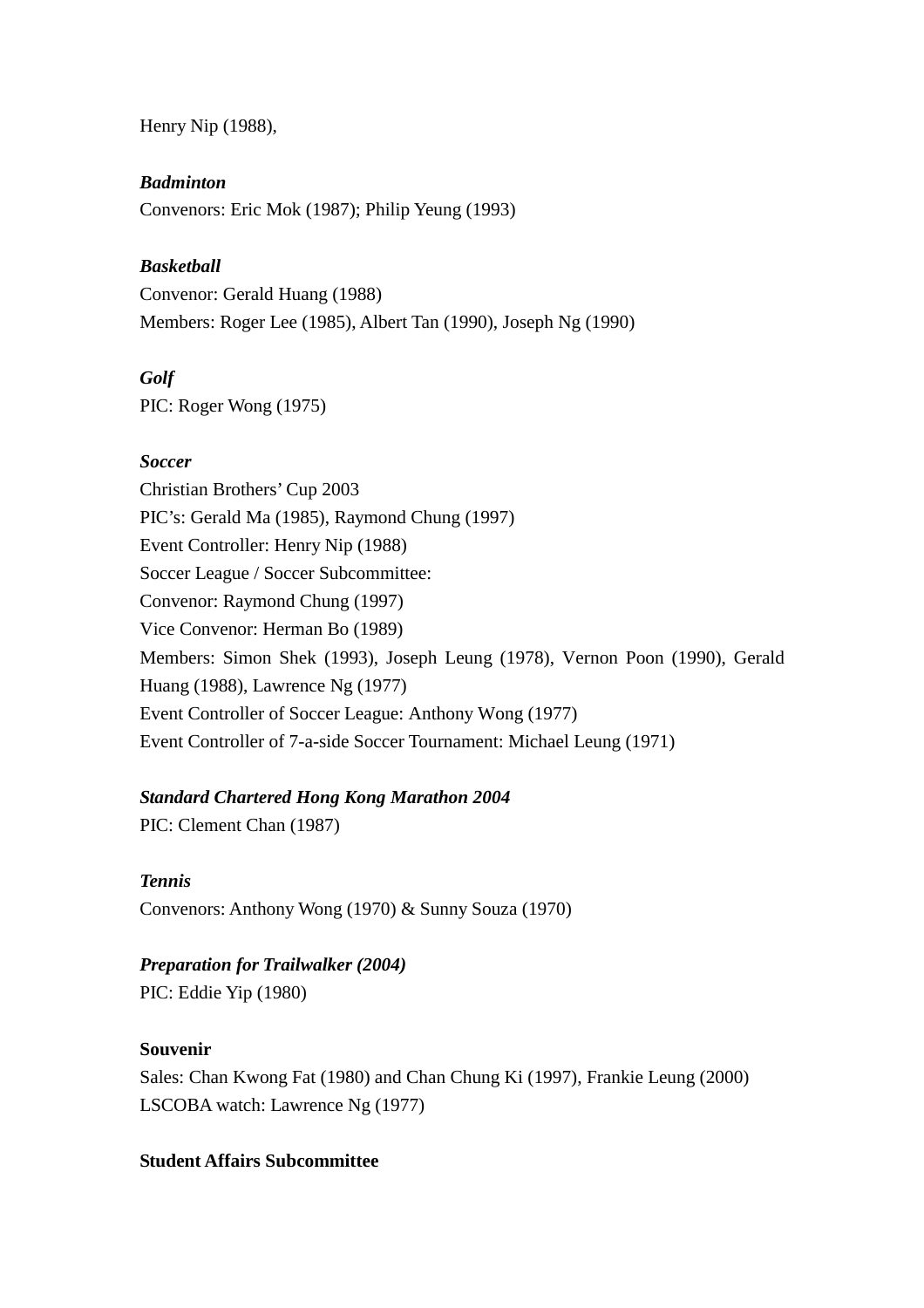Henry Nip (1988),

***Badminton***
Convenors: Eric Mok (1987); Philip Yeung (1993)

***Basketball***
Convenor: Gerald Huang (1988)
Members: Roger Lee (1985), Albert Tan (1990), Joseph Ng (1990)

***Golf***
PIC: Roger Wong (1975)

***Soccer***
Christian Brothers' Cup 2003
PIC's: Gerald Ma (1985), Raymond Chung (1997)
Event Controller: Henry Nip (1988)
Soccer League / Soccer Subcommittee:
Convenor: Raymond Chung (1997)
Vice Convenor: Herman Bo (1989)
Members: Simon Shek (1993), Joseph Leung (1978), Vernon Poon (1990), Gerald Huang (1988), Lawrence Ng (1977)
Event Controller of Soccer League: Anthony Wong (1977)
Event Controller of 7-a-side Soccer Tournament: Michael Leung (1971)

***Standard Chartered Hong Kong Marathon 2004***
PIC: Clement Chan (1987)

***Tennis***
Convenors: Anthony Wong (1970) & Sunny Souza (1970)

***Preparation for Trailwalker (2004)***
PIC: Eddie Yip (1980)

**Souvenir**
Sales: Chan Kwong Fat (1980) and Chan Chung Ki (1997), Frankie Leung (2000)
LSCOBA watch: Lawrence Ng (1977)

**Student Affairs Subcommittee**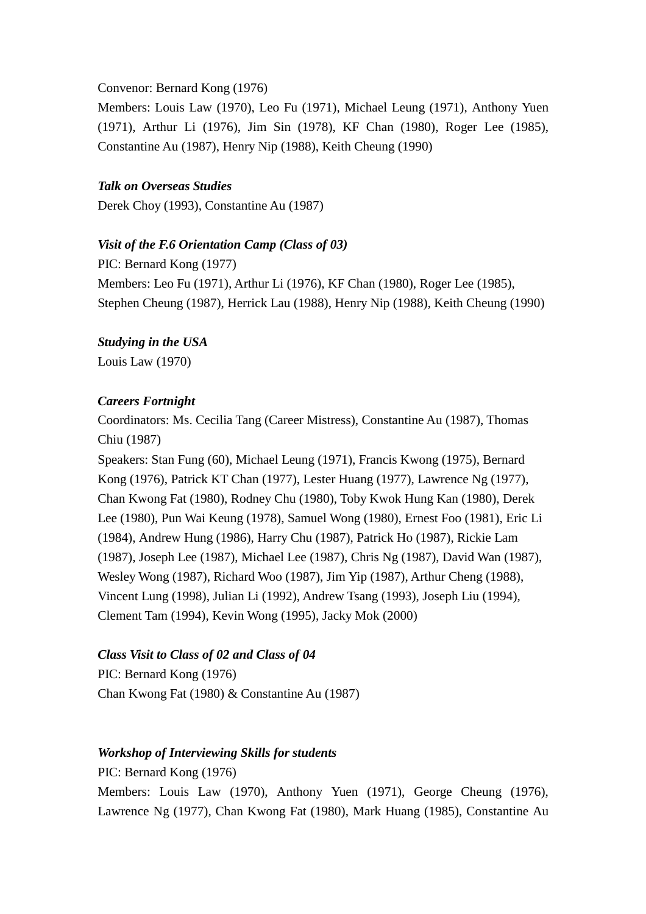Convenor: Bernard Kong (1976)
Members: Louis Law (1970), Leo Fu (1971), Michael Leung (1971), Anthony Yuen (1971), Arthur Li (1976), Jim Sin (1978), KF Chan (1980), Roger Lee (1985), Constantine Au (1987), Henry Nip (1988), Keith Cheung (1990)

***Talk on Overseas Studies***
Derek Choy (1993), Constantine Au (1987)

***Visit of the F.6 Orientation Camp (Class of 03)***
PIC: Bernard Kong (1977)
Members: Leo Fu (1971), Arthur Li (1976), KF Chan (1980), Roger Lee (1985), Stephen Cheung (1987), Herrick Lau (1988), Henry Nip (1988), Keith Cheung (1990)

***Studying in the USA***
Louis Law (1970)

***Careers Fortnight***
Coordinators: Ms. Cecilia Tang (Career Mistress), Constantine Au (1987), Thomas Chiu (1987)
Speakers: Stan Fung (60), Michael Leung (1971), Francis Kwong (1975), Bernard Kong (1976), Patrick KT Chan (1977), Lester Huang (1977), Lawrence Ng (1977), Chan Kwong Fat (1980), Rodney Chu (1980), Toby Kwok Hung Kan (1980), Derek Lee (1980), Pun Wai Keung (1978), Samuel Wong (1980), Ernest Foo (1981), Eric Li (1984), Andrew Hung (1986), Harry Chu (1987), Patrick Ho (1987), Rickie Lam (1987), Joseph Lee (1987), Michael Lee (1987), Chris Ng (1987), David Wan (1987), Wesley Wong (1987), Richard Woo (1987), Jim Yip (1987), Arthur Cheng (1988), Vincent Lung (1998), Julian Li (1992), Andrew Tsang (1993), Joseph Liu (1994), Clement Tam (1994), Kevin Wong (1995), Jacky Mok (2000)

***Class Visit to Class of 02 and Class of 04***
PIC: Bernard Kong (1976)
Chan Kwong Fat (1980) & Constantine Au (1987)

***Workshop of Interviewing Skills for students***
PIC: Bernard Kong (1976)
Members: Louis Law (1970), Anthony Yuen (1971), George Cheung (1976), Lawrence Ng (1977), Chan Kwong Fat (1980), Mark Huang (1985), Constantine Au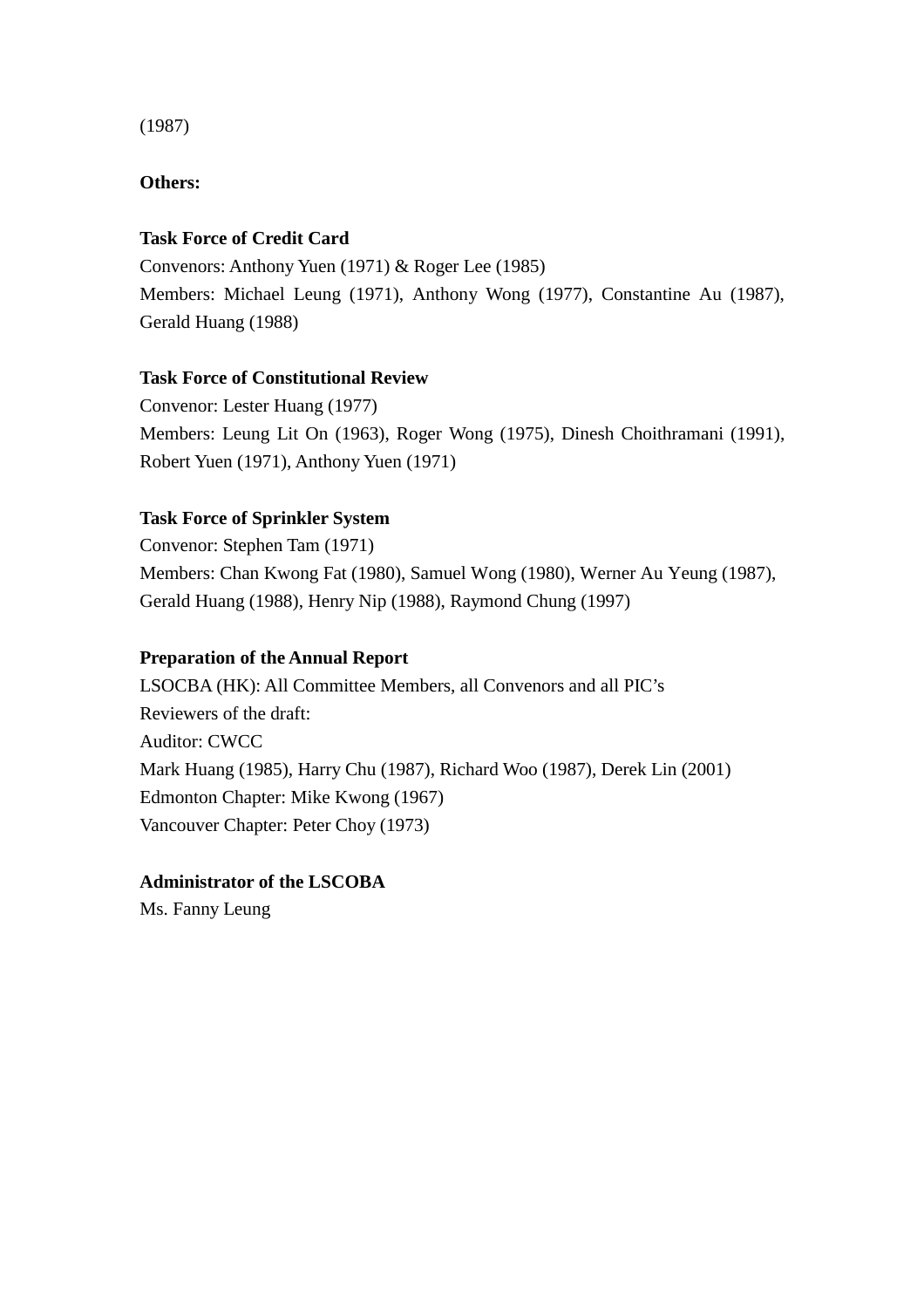(1987)

**Others:**

**Task Force of Credit Card**
Convenors: Anthony Yuen (1971) & Roger Lee (1985)
Members: Michael Leung (1971), Anthony Wong (1977), Constantine Au (1987), Gerald Huang (1988)

**Task Force of Constitutional Review**
Convenor: Lester Huang (1977)
Members: Leung Lit On (1963), Roger Wong (1975), Dinesh Choithramani (1991), Robert Yuen (1971), Anthony Yuen (1971)

**Task Force of Sprinkler System**
Convenor: Stephen Tam (1971)
Members: Chan Kwong Fat (1980), Samuel Wong (1980), Werner Au Yeung (1987), Gerald Huang (1988), Henry Nip (1988), Raymond Chung (1997)

**Preparation of the Annual Report**
LSOCBA (HK): All Committee Members, all Convenors and all PIC's
Reviewers of the draft:
Auditor: CWCC
Mark Huang (1985), Harry Chu (1987), Richard Woo (1987), Derek Lin (2001)
Edmonton Chapter: Mike Kwong (1967)
Vancouver Chapter: Peter Choy (1973)

**Administrator of the LSCOBA**
Ms. Fanny Leung